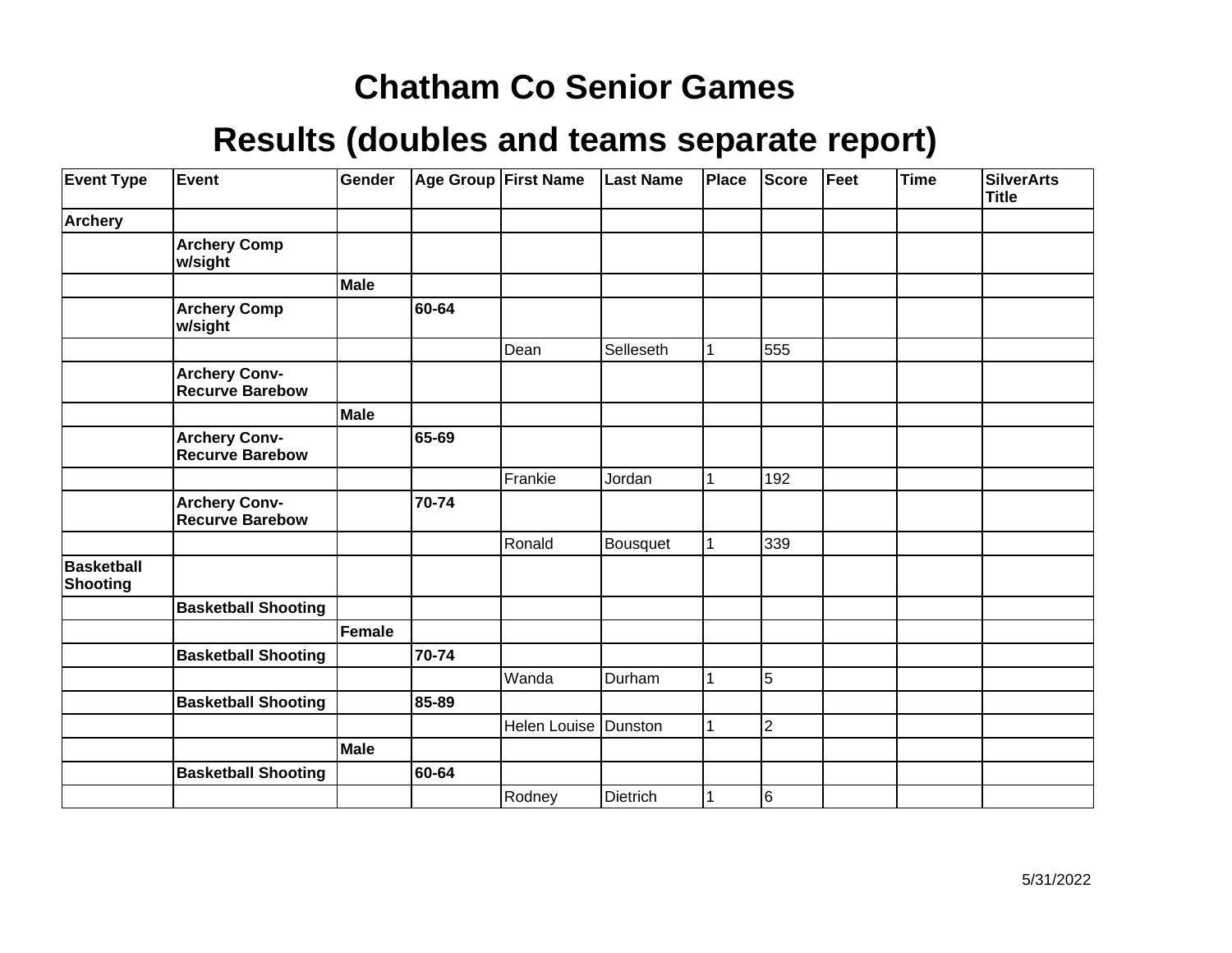# Chatham Co Senior Games

## Results (doubles and teams separate report)

| Event Type | Event | Gender | Age Group | First Name | Last Name | Place | Score | Feet | Time | SilverArts Title |
|---|---|---|---|---|---|---|---|---|---|---|
| **Archery** | | | | | | | | | | |
| | **Archery Comp w/sight** | | | | | | | | | |
| | | **Male** | | | | | | | | |
| | **Archery Comp w/sight** | | **60-64** | | | | | | | |
| | | | | Dean | Selleseth | 1 | 555 | | | |
| | **Archery Conv-Recurve Barebow** | | | | | | | | | |
| | | **Male** | | | | | | | | |
| | **Archery Conv-Recurve Barebow** | | **65-69** | | | | | | | |
| | | | | Frankie | Jordan | 1 | 192 | | | |
| | **Archery Conv-Recurve Barebow** | | **70-74** | | | | | | | |
| | | | | Ronald | Bousquet | 1 | 339 | | | |
| **Basketball Shooting** | | | | | | | | | | |
| | **Basketball Shooting** | | | | | | | | | |
| | | **Female** | | | | | | | | |
| | **Basketball Shooting** | | **70-74** | | | | | | | |
| | | | | Wanda | Durham | 1 | 5 | | | |
| | **Basketball Shooting** | | **85-89** | | | | | | | |
| | | | | Helen Louise | Dunston | 1 | 2 | | | |
| | | **Male** | | | | | | | | |
| | **Basketball Shooting** | | **60-64** | | | | | | | |
| | | | | Rodney | Dietrich | 1 | 6 | | | |

5/31/2022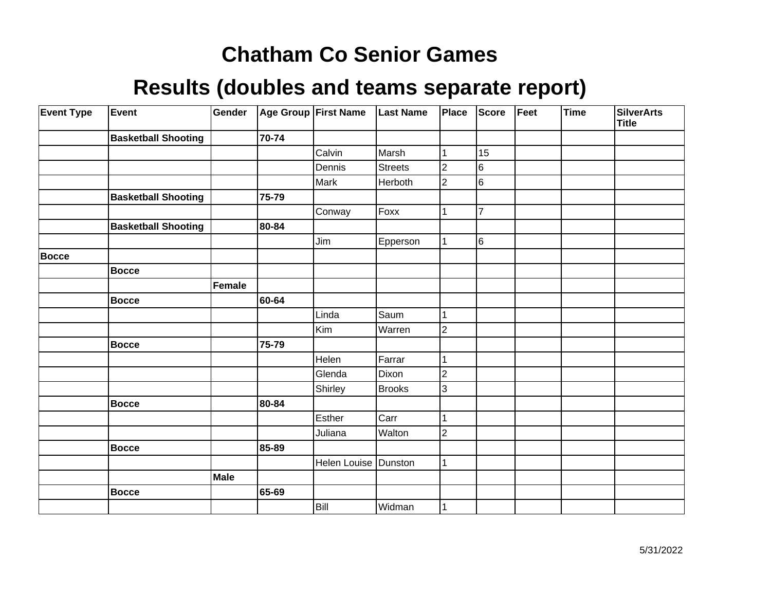# Chatham Co Senior Games

## Results (doubles and teams separate report)

| Event Type | Event | Gender | Age Group | First Name | Last Name | Place | Score | Feet | Time | SilverArts Title |
|---|---|---|---|---|---|---|---|---|---|---|
| | **Basketball Shooting** | | **70-74** | | | | | | | |
| | | | | Calvin | Marsh | 1 | 15 | | | |
| | | | | Dennis | Streets | 2 | 6 | | | |
| | | | | Mark | Herboth | 2 | 6 | | | |
| | **Basketball Shooting** | | **75-79** | | | | | | | |
| | | | | Conway | Foxx | 1 | 7 | | | |
| | **Basketball Shooting** | | **80-84** | | | | | | | |
| | | | | Jim | Epperson | 1 | 6 | | | |
| **Bocce** | | | | | | | | | | |
| | **Bocce** | | | | | | | | | |
| | | **Female** | | | | | | | | |
| | **Bocce** | | **60-64** | | | | | | | |
| | | | | Linda | Saum | 1 | | | | |
| | | | | Kim | Warren | 2 | | | | |
| | **Bocce** | | **75-79** | | | | | | | |
| | | | | Helen | Farrar | 1 | | | | |
| | | | | Glenda | Dixon | 2 | | | | |
| | | | | Shirley | Brooks | 3 | | | | |
| | **Bocce** | | **80-84** | | | | | | | |
| | | | | Esther | Carr | 1 | | | | |
| | | | | Juliana | Walton | 2 | | | | |
| | **Bocce** | | **85-89** | | | | | | | |
| | | | | Helen Louise | Dunston | 1 | | | | |
| | | **Male** | | | | | | | | |
| | **Bocce** | | **65-69** | | | | | | | |
| | | | | Bill | Widman | 1 | | | | |

5/31/2022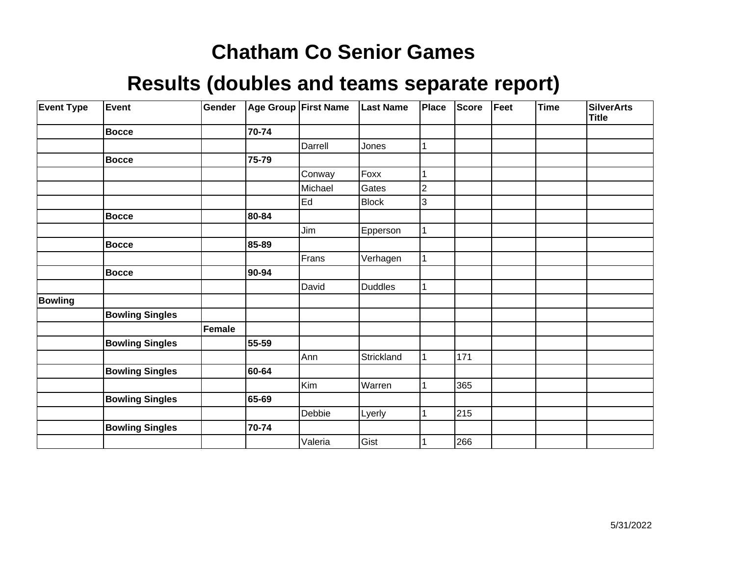# Chatham Co Senior Games

## Results (doubles and teams separate report)

| Event Type | Event | Gender | Age Group | First Name | Last Name | Place | Score | Feet | Time | SilverArts Title |
|---|---|---|---|---|---|---|---|---|---|---|
| | **Bocce** | | **70-74** | | | | | | | |
| | | | | Darrell | Jones | 1 | | | | |
| | **Bocce** | | **75-79** | | | | | | | |
| | | | | Conway | Foxx | 1 | | | | |
| | | | | Michael | Gates | 2 | | | | |
| | | | | Ed | Block | 3 | | | | |
| | **Bocce** | | **80-84** | | | | | | | |
| | | | | Jim | Epperson | 1 | | | | |
| | **Bocce** | | **85-89** | | | | | | | |
| | | | | Frans | Verhagen | 1 | | | | |
| | **Bocce** | | **90-94** | | | | | | | |
| | | | | David | Duddles | 1 | | | | |
| **Bowling** | | | | | | | | | | |
| | **Bowling Singles** | | | | | | | | | |
| | | **Female** | | | | | | | | |
| | **Bowling Singles** | | **55-59** | | | | | | | |
| | | | | Ann | Strickland | 1 | 171 | | | |
| | **Bowling Singles** | | **60-64** | | | | | | | |
| | | | | Kim | Warren | 1 | 365 | | | |
| | **Bowling Singles** | | **65-69** | | | | | | | |
| | | | | Debbie | Lyerly | 1 | 215 | | | |
| | **Bowling Singles** | | **70-74** | | | | | | | |
| | | | | Valeria | Gist | 1 | 266 | | | |

5/31/2022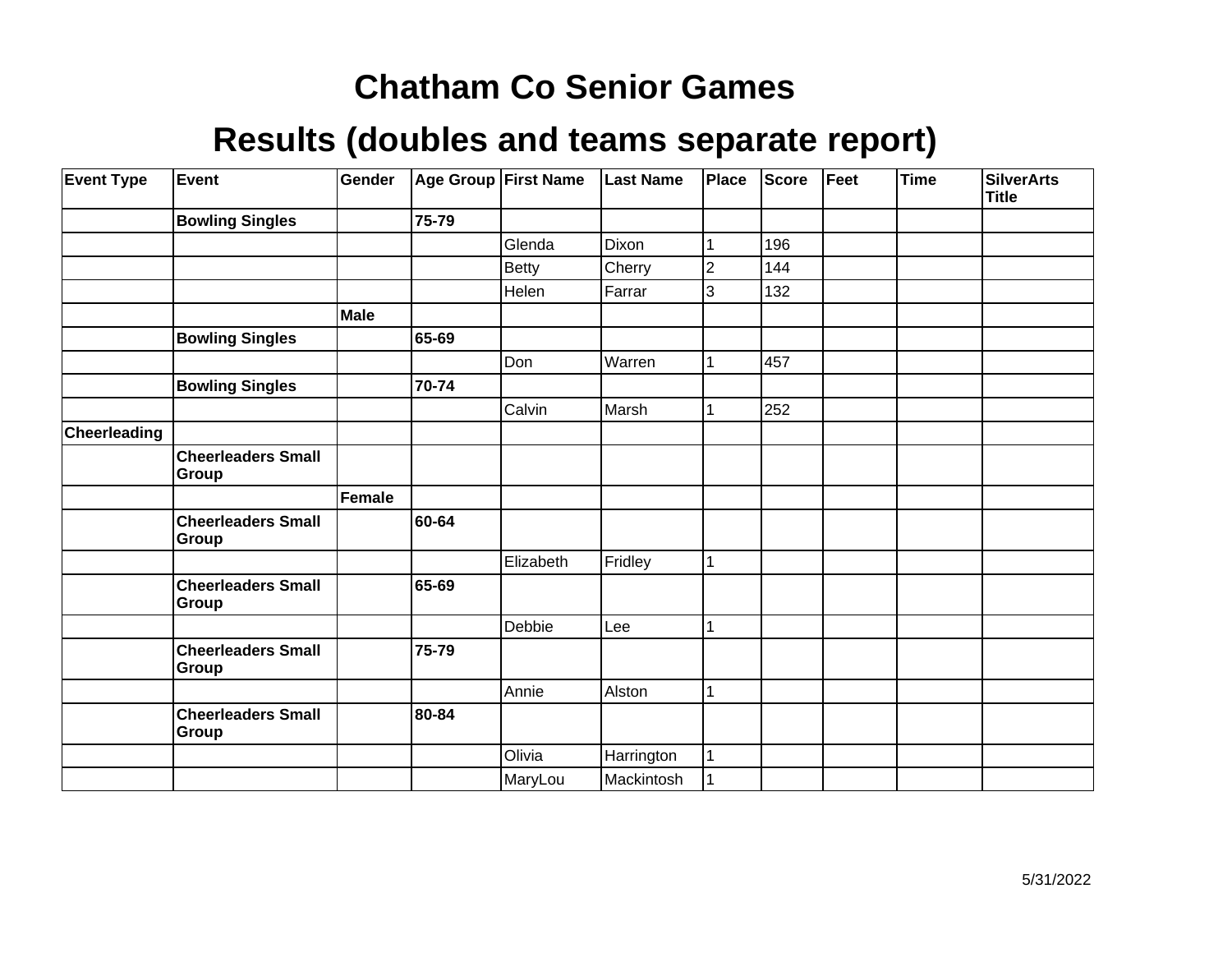# Chatham Co Senior Games

## Results (doubles and teams separate report)

| Event Type | Event | Gender | Age Group | First Name | Last Name | Place | Score | Feet | Time | SilverArts Title |
|---|---|---|---|---|---|---|---|---|---|---|
| | **Bowling Singles** | | **75-79** | | | | | | | |
| | | | | Glenda | Dixon | 1 | 196 | | | |
| | | | | Betty | Cherry | 2 | 144 | | | |
| | | | | Helen | Farrar | 3 | 132 | | | |
| | | **Male** | | | | | | | | |
| | **Bowling Singles** | | **65-69** | | | | | | | |
| | | | | Don | Warren | 1 | 457 | | | |
| | **Bowling Singles** | | **70-74** | | | | | | | |
| | | | | Calvin | Marsh | 1 | 252 | | | |
| **Cheerleading** | | | | | | | | | | |
| | **Cheerleaders Small Group** | | | | | | | | | |
| | | **Female** | | | | | | | | |
| | **Cheerleaders Small Group** | | **60-64** | | | | | | | |
| | | | | Elizabeth | Fridley | 1 | | | | |
| | **Cheerleaders Small Group** | | **65-69** | | | | | | | |
| | | | | Debbie | Lee | 1 | | | | |
| | **Cheerleaders Small Group** | | **75-79** | | | | | | | |
| | | | | Annie | Alston | 1 | | | | |
| | **Cheerleaders Small Group** | | **80-84** | | | | | | | |
| | | | | Olivia | Harrington | 1 | | | | |
| | | | | MaryLou | Mackintosh | 1 | | | | |

5/31/2022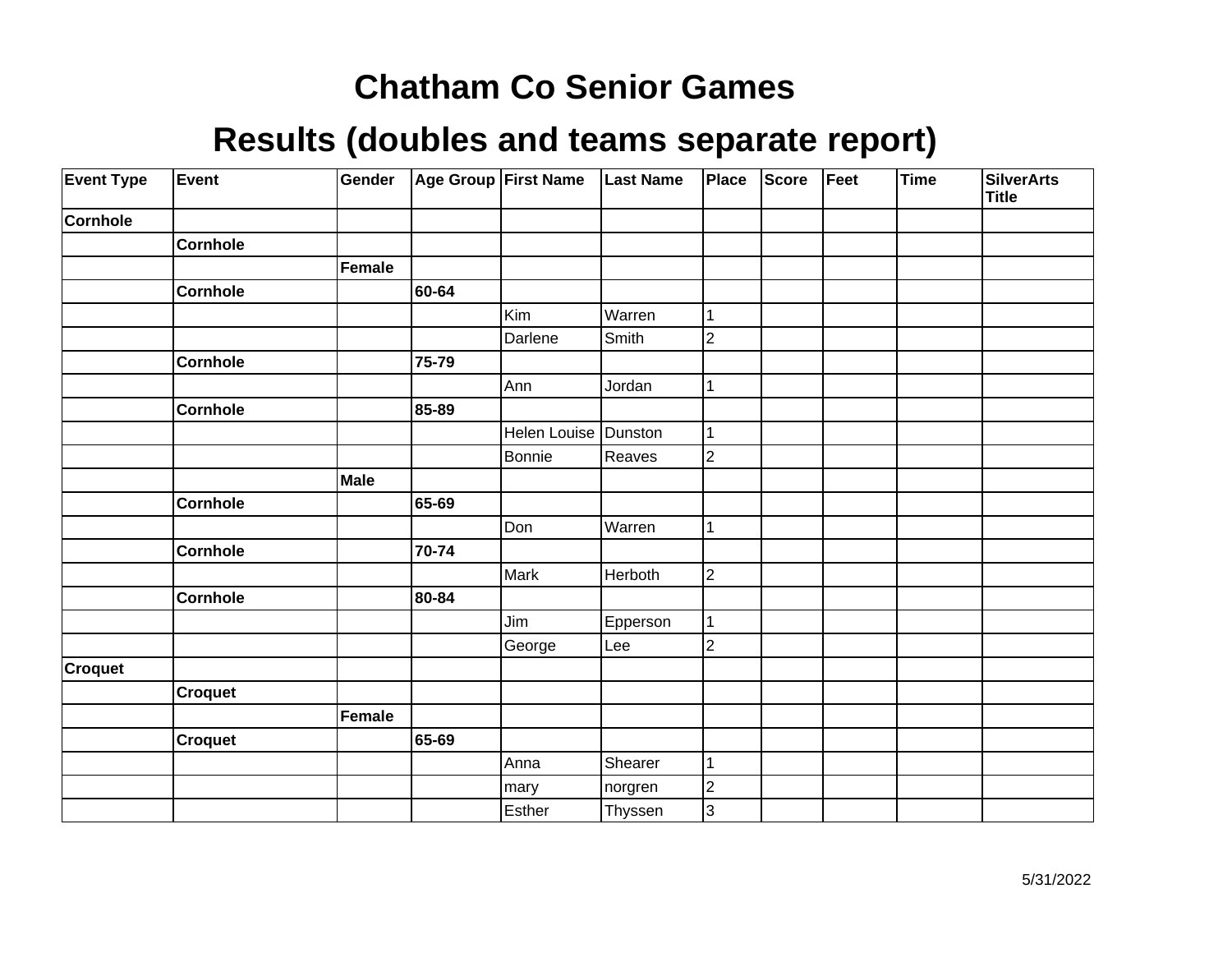# Chatham Co Senior Games

## Results (doubles and teams separate report)

| Event Type | Event | Gender | Age Group | First Name | Last Name | Place | Score | Feet | Time | SilverArts Title |
|---|---|---|---|---|---|---|---|---|---|---|
| **Cornhole** | | | | | | | | | | |
| | **Cornhole** | | | | | | | | | |
| | | **Female** | | | | | | | | |
| | **Cornhole** | | **60-64** | | | | | | | |
| | | | | Kim | Warren | 1 | | | | |
| | | | | Darlene | Smith | 2 | | | | |
| | **Cornhole** | | **75-79** | | | | | | | |
| | | | | Ann | Jordan | 1 | | | | |
| | **Cornhole** | | **85-89** | | | | | | | |
| | | | | Helen Louise | Dunston | 1 | | | | |
| | | | | Bonnie | Reaves | 2 | | | | |
| | | **Male** | | | | | | | | |
| | **Cornhole** | | **65-69** | | | | | | | |
| | | | | Don | Warren | 1 | | | | |
| | **Cornhole** | | **70-74** | | | | | | | |
| | | | | Mark | Herboth | 2 | | | | |
| | **Cornhole** | | **80-84** | | | | | | | |
| | | | | Jim | Epperson | 1 | | | | |
| | | | | George | Lee | 2 | | | | |
| **Croquet** | | | | | | | | | | |
| | **Croquet** | | | | | | | | | |
| | | **Female** | | | | | | | | |
| | **Croquet** | | **65-69** | | | | | | | |
| | | | | Anna | Shearer | 1 | | | | |
| | | | | mary | norgren | 2 | | | | |
| | | | | Esther | Thyssen | 3 | | | | |

5/31/2022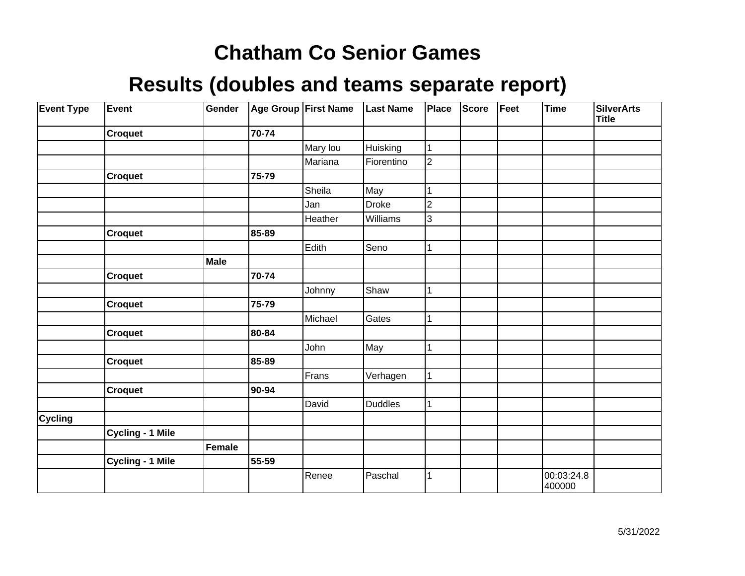# Chatham Co Senior Games

## Results (doubles and teams separate report)

| Event Type | Event | Gender | Age Group | First Name | Last Name | Place | Score | Feet | Time | SilverArts Title |
|---|---|---|---|---|---|---|---|---|---|---|
| | **Croquet** | | **70-74** | | | | | | | |
| | | | | Mary lou | Huisking | 1 | | | | |
| | | | | Mariana | Fiorentino | 2 | | | | |
| | **Croquet** | | **75-79** | | | | | | | |
| | | | | Sheila | May | 1 | | | | |
| | | | | Jan | Droke | 2 | | | | |
| | | | | Heather | Williams | 3 | | | | |
| | **Croquet** | | **85-89** | | | | | | | |
| | | | | Edith | Seno | 1 | | | | |
| | | **Male** | | | | | | | | |
| | **Croquet** | | **70-74** | | | | | | | |
| | | | | Johnny | Shaw | 1 | | | | |
| | **Croquet** | | **75-79** | | | | | | | |
| | | | | Michael | Gates | 1 | | | | |
| | **Croquet** | | **80-84** | | | | | | | |
| | | | | John | May | 1 | | | | |
| | **Croquet** | | **85-89** | | | | | | | |
| | | | | Frans | Verhagen | 1 | | | | |
| | **Croquet** | | **90-94** | | | | | | | |
| | | | | David | Duddles | 1 | | | | |
| **Cycling** | | | | | | | | | | |
| | **Cycling - 1 Mile** | | | | | | | | | |
| | | **Female** | | | | | | | | |
| | **Cycling - 1 Mile** | | **55-59** | | | | | | | |
| | | | | Renee | Paschal | 1 | | | 00:03:24.8400000 | |

5/31/2022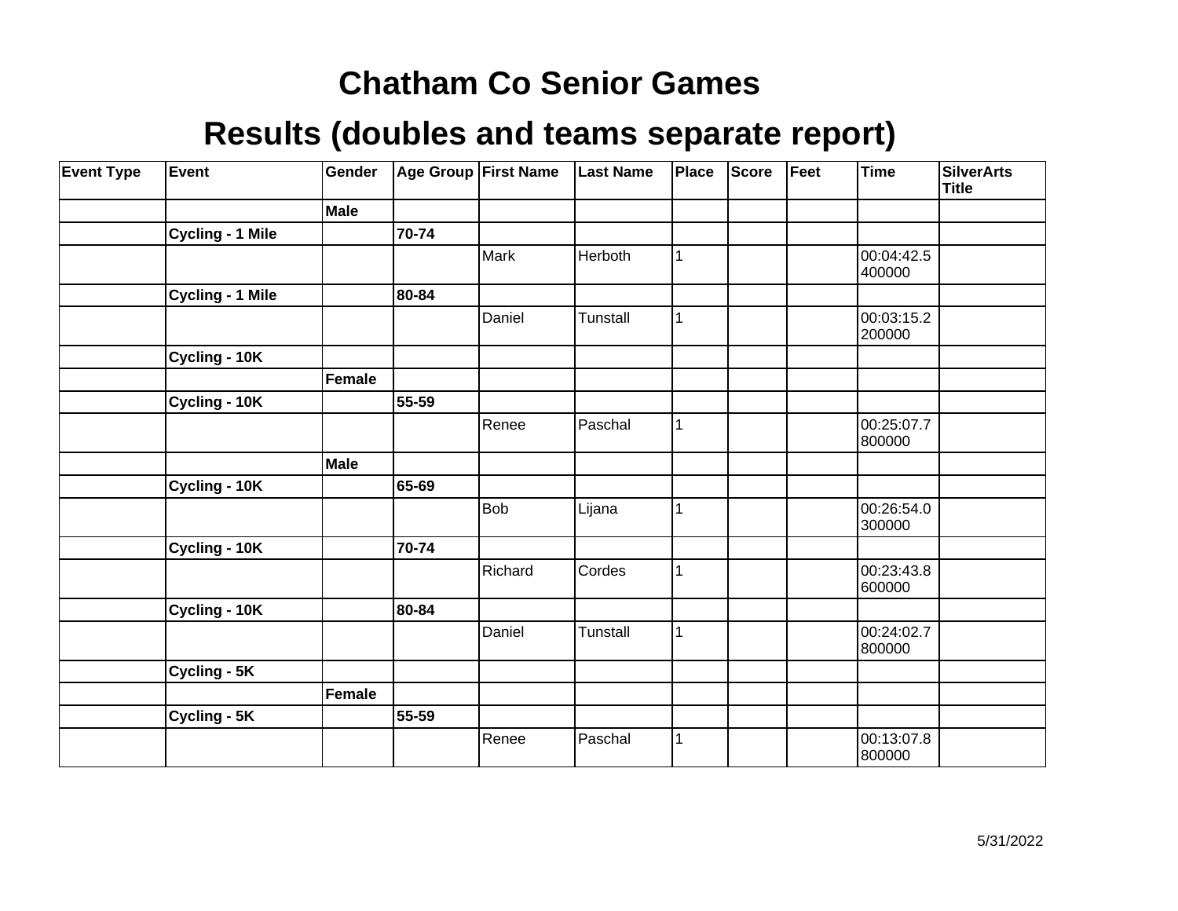# Chatham Co Senior Games

## Results (doubles and teams separate report)

| Event Type | Event | Gender | Age Group | First Name | Last Name | Place | Score | Feet | Time | SilverArts Title |
|---|---|---|---|---|---|---|---|---|---|---|
| | | **Male** | | | | | | | | |
| | **Cycling - 1 Mile** | | **70-74** | | | | | | | |
| | | | | Mark | Herboth | 1 | | | 00:04:42.5400000 | |
| | **Cycling - 1 Mile** | | **80-84** | | | | | | | |
| | | | | Daniel | Tunstall | 1 | | | 00:03:15.2200000 | |
| | **Cycling - 10K** | | | | | | | | | |
| | | **Female** | | | | | | | | |
| | **Cycling - 10K** | | **55-59** | | | | | | | |
| | | | | Renee | Paschal | 1 | | | 00:25:07.7800000 | |
| | | **Male** | | | | | | | | |
| | **Cycling - 10K** | | **65-69** | | | | | | | |
| | | | | Bob | Lijana | 1 | | | 00:26:54.0300000 | |
| | **Cycling - 10K** | | **70-74** | | | | | | | |
| | | | | Richard | Cordes | 1 | | | 00:23:43.8600000 | |
| | **Cycling - 10K** | | **80-84** | | | | | | | |
| | | | | Daniel | Tunstall | 1 | | | 00:24:02.7800000 | |
| | **Cycling - 5K** | | | | | | | | | |
| | | **Female** | | | | | | | | |
| | **Cycling - 5K** | | **55-59** | | | | | | | |
| | | | | Renee | Paschal | 1 | | | 00:13:07.8800000 | |

5/31/2022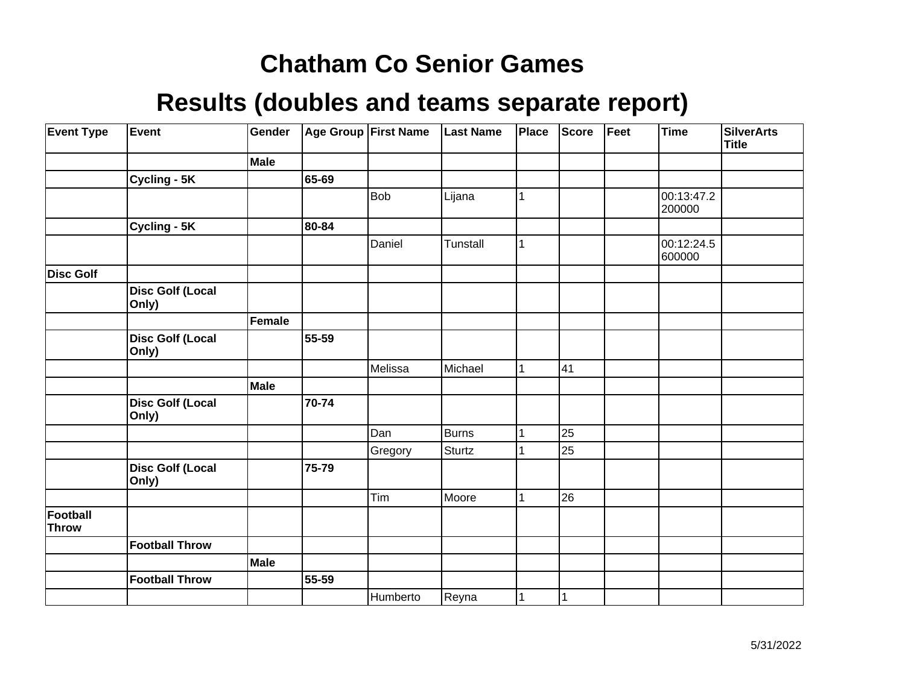# Chatham Co Senior Games

# Results (doubles and teams separate report)

| Event Type | Event | Gender | Age Group | First Name | Last Name | Place | Score | Feet | Time | SilverArts Title |
|---|---|---|---|---|---|---|---|---|---|---|
| | | **Male** | | | | | | | | |
| | **Cycling - 5K** | | **65-69** | | | | | | | |
| | | | | Bob | Lijana | 1 | | | 00:13:47.2200000 | |
| | **Cycling - 5K** | | **80-84** | | | | | | | |
| | | | | Daniel | Tunstall | 1 | | | 00:12:24.5600000 | |
| **Disc Golf** | | | | | | | | | | |
| | **Disc Golf (Local Only)** | | | | | | | | | |
| | | **Female** | | | | | | | | |
| | **Disc Golf (Local Only)** | | **55-59** | | | | | | | |
| | | | | Melissa | Michael | 1 | 41 | | | |
| | | **Male** | | | | | | | | |
| | **Disc Golf (Local Only)** | | **70-74** | | | | | | | |
| | | | | Dan | Burns | 1 | 25 | | | |
| | | | | Gregory | Sturtz | 1 | 25 | | | |
| | **Disc Golf (Local Only)** | | **75-79** | | | | | | | |
| | | | | Tim | Moore | 1 | 26 | | | |
| **Football Throw** | | | | | | | | | | |
| | **Football Throw** | | | | | | | | | |
| | | **Male** | | | | | | | | |
| | **Football Throw** | | **55-59** | | | | | | | |
| | | | | Humberto | Reyna | 1 | 1 | | | |

5/31/2022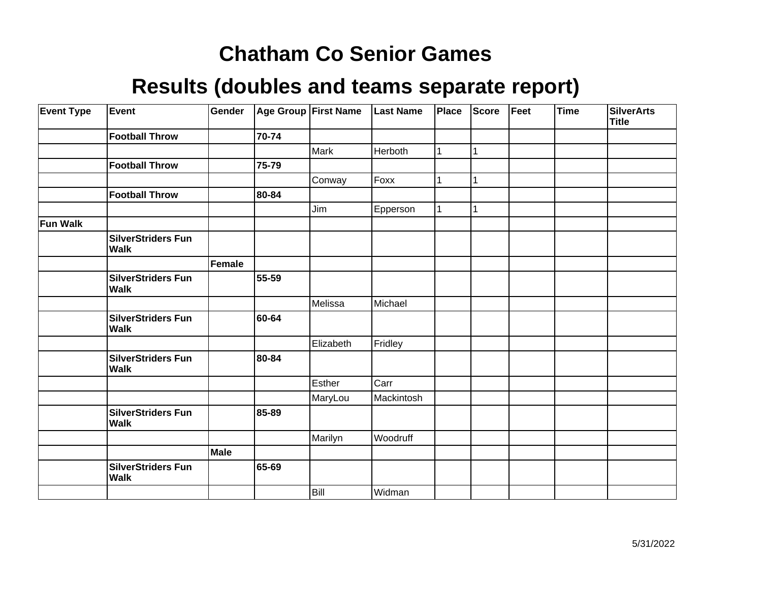# Chatham Co Senior Games

## Results (doubles and teams separate report)

| Event Type | Event | Gender | Age Group | First Name | Last Name | Place | Score | Feet | Time | SilverArts Title |
|---|---|---|---|---|---|---|---|---|---|---|
| | **Football Throw** | | **70-74** | | | | | | | |
| | | | | Mark | Herboth | 1 | 1 | | | |
| | **Football Throw** | | **75-79** | | | | | | | |
| | | | | Conway | Foxx | 1 | 1 | | | |
| | **Football Throw** | | **80-84** | | | | | | | |
| | | | | Jim | Epperson | 1 | 1 | | | |
| **Fun Walk** | | | | | | | | | | |
| | **SilverStriders Fun Walk** | | | | | | | | | |
| | | **Female** | | | | | | | | |
| | **SilverStriders Fun Walk** | | **55-59** | | | | | | | |
| | | | | Melissa | Michael | | | | | |
| | **SilverStriders Fun Walk** | | **60-64** | | | | | | | |
| | | | | Elizabeth | Fridley | | | | | |
| | **SilverStriders Fun Walk** | | **80-84** | | | | | | | |
| | | | | Esther | Carr | | | | | |
| | | | | MaryLou | Mackintosh | | | | | |
| | **SilverStriders Fun Walk** | | **85-89** | | | | | | | |
| | | | | Marilyn | Woodruff | | | | | |
| | | **Male** | | | | | | | | |
| | **SilverStriders Fun Walk** | | **65-69** | | | | | | | |
| | | | | Bill | Widman | | | | | |

5/31/2022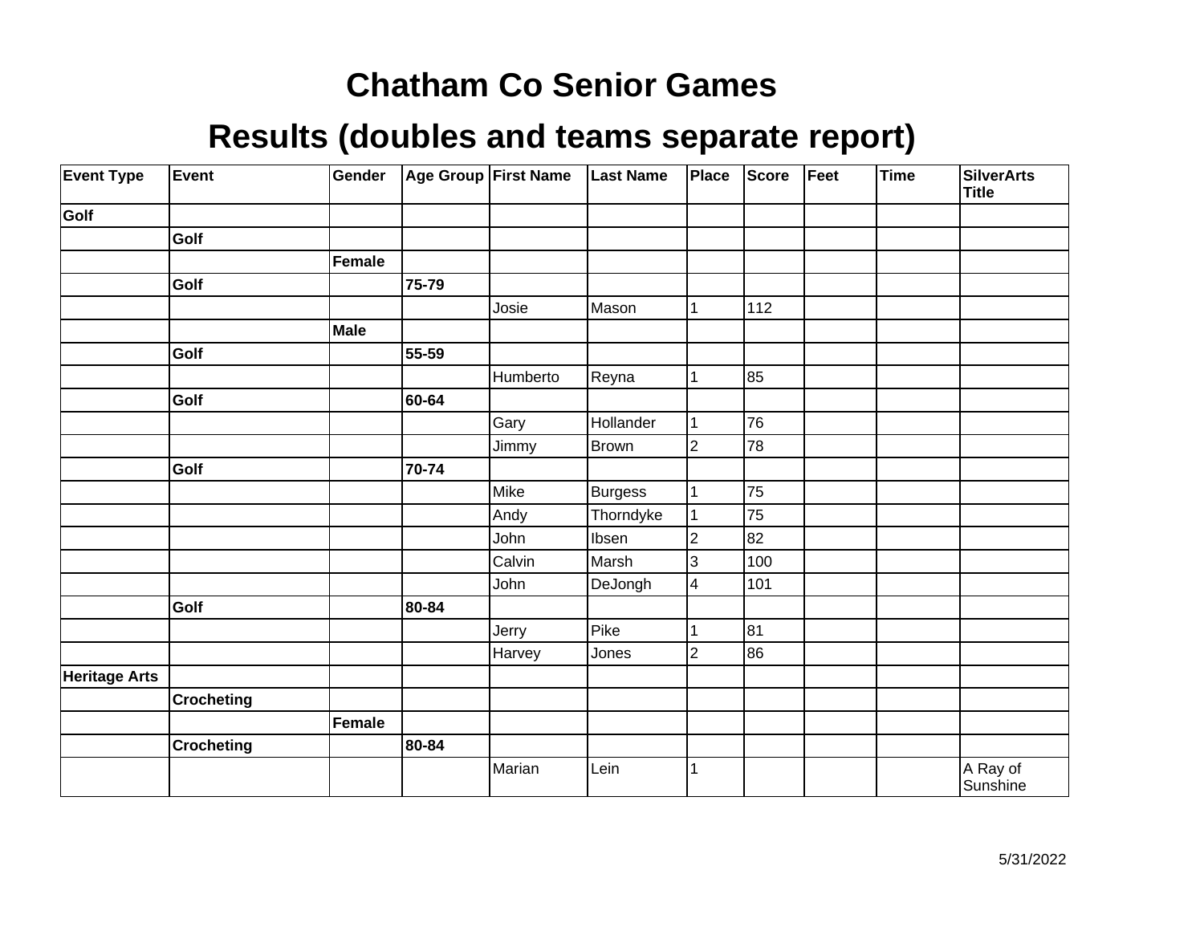# Chatham Co Senior Games

## Results (doubles and teams separate report)

| Event Type | Event | Gender | Age Group | First Name | Last Name | Place | Score | Feet | Time | SilverArts Title |
|---|---|---|---|---|---|---|---|---|---|---|
| **Golf** | | | | | | | | | | |
| | **Golf** | | | | | | | | | |
| | | **Female** | | | | | | | | |
| | **Golf** | | **75-79** | | | | | | | |
| | | | | Josie | Mason | 1 | 112 | | | |
| | | **Male** | | | | | | | | |
| | **Golf** | | **55-59** | | | | | | | |
| | | | | Humberto | Reyna | 1 | 85 | | | |
| | **Golf** | | **60-64** | | | | | | | |
| | | | | Gary | Hollander | 1 | 76 | | | |
| | | | | Jimmy | Brown | 2 | 78 | | | |
| | **Golf** | | **70-74** | | | | | | | |
| | | | | Mike | Burgess | 1 | 75 | | | |
| | | | | Andy | Thorndyke | 1 | 75 | | | |
| | | | | John | Ibsen | 2 | 82 | | | |
| | | | | Calvin | Marsh | 3 | 100 | | | |
| | | | | John | DeJongh | 4 | 101 | | | |
| | **Golf** | | **80-84** | | | | | | | |
| | | | | Jerry | Pike | 1 | 81 | | | |
| | | | | Harvey | Jones | 2 | 86 | | | |
| **Heritage Arts** | | | | | | | | | | |
| | **Crocheting** | | | | | | | | | |
| | | **Female** | | | | | | | | |
| | **Crocheting** | | **80-84** | | | | | | | |
| | | | | Marian | Lein | 1 | | | | A Ray of Sunshine |

5/31/2022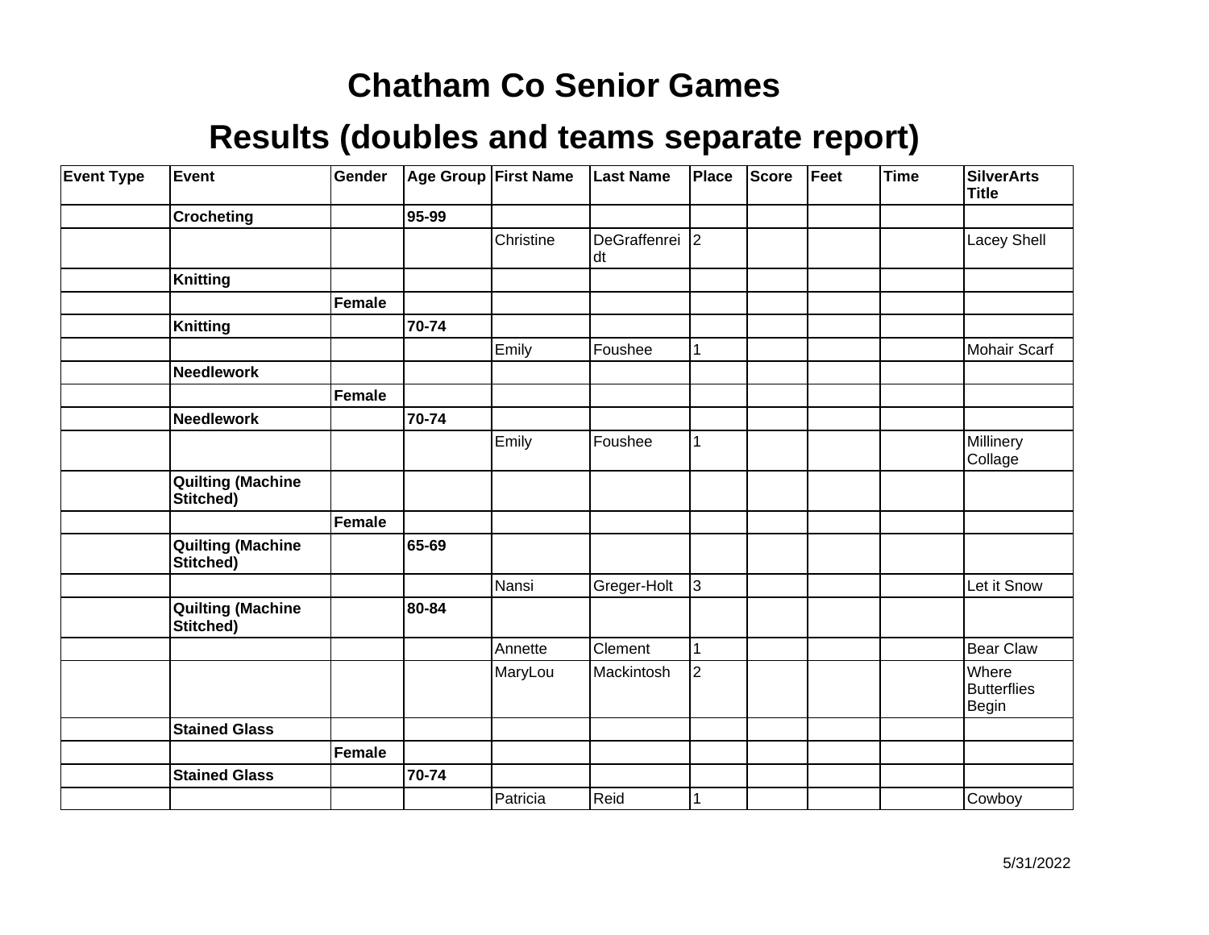# Chatham Co Senior Games

## Results (doubles and teams separate report)

| Event Type | Event | Gender | Age Group | First Name | Last Name | Place | Score | Feet | Time | SilverArts Title |
|---|---|---|---|---|---|---|---|---|---|---|
| | **Crocheting** | | **95-99** | | | | | | | |
| | | | | Christine | DeGraffenreidt | 2 | | | | Lacey Shell |
| | **Knitting** | | | | | | | | | |
| | | **Female** | | | | | | | | |
| | **Knitting** | | **70-74** | | | | | | | |
| | | | | Emily | Foushee | 1 | | | | Mohair Scarf |
| | **Needlework** | | | | | | | | | |
| | | **Female** | | | | | | | | |
| | **Needlework** | | **70-74** | | | | | | | |
| | | | | Emily | Foushee | 1 | | | | Millinery Collage |
| | **Quilting (Machine Stitched)** | | | | | | | | | |
| | | **Female** | | | | | | | | |
| | **Quilting (Machine Stitched)** | | **65-69** | | | | | | | |
| | | | | Nansi | Greger-Holt | 3 | | | | Let it Snow |
| | **Quilting (Machine Stitched)** | | **80-84** | | | | | | | |
| | | | | Annette | Clement | 1 | | | | Bear Claw |
| | | | | MaryLou | Mackintosh | 2 | | | | Where Butterflies Begin |
| | **Stained Glass** | | | | | | | | | |
| | | **Female** | | | | | | | | |
| | **Stained Glass** | | **70-74** | | | | | | | |
| | | | | Patricia | Reid | 1 | | | | Cowboy |

5/31/2022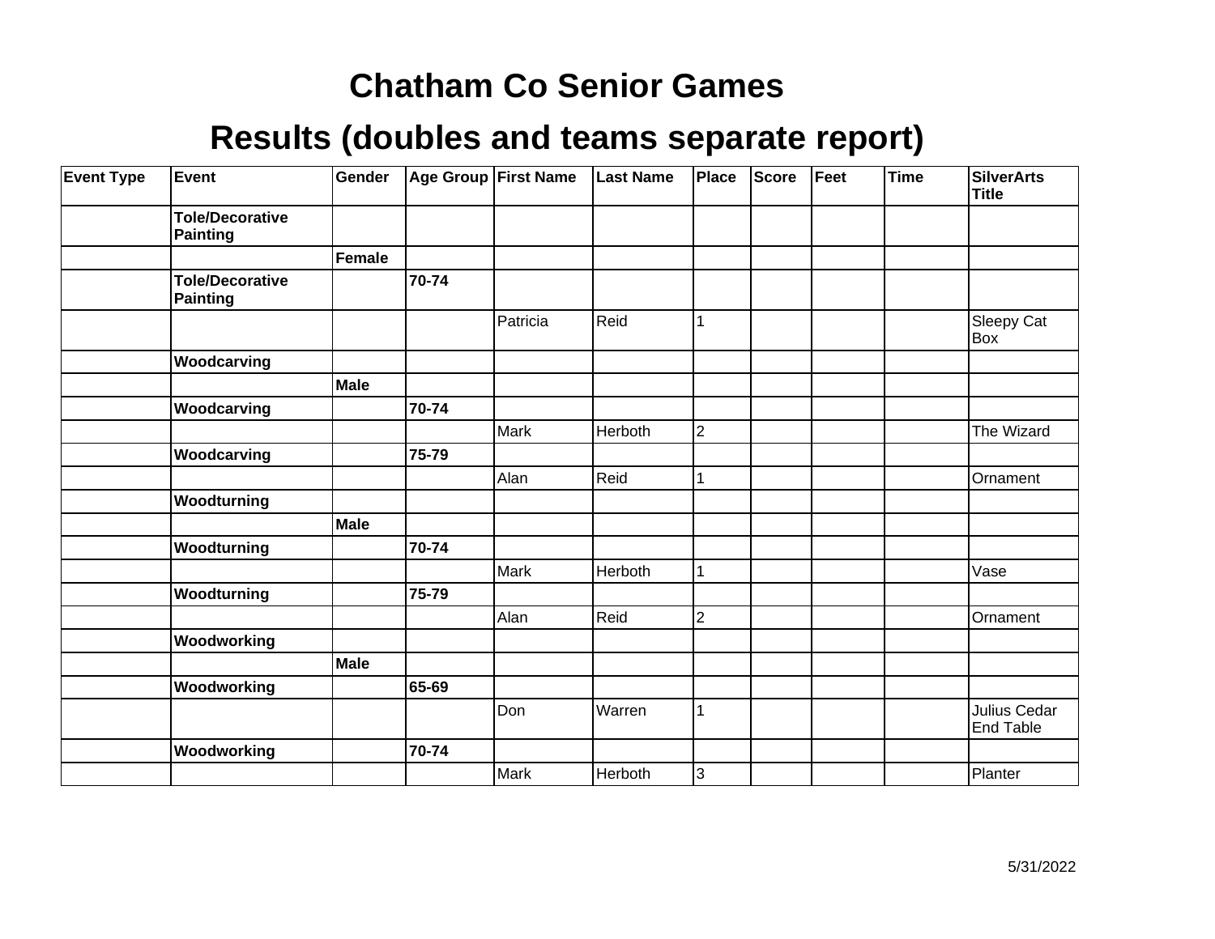# Chatham Co Senior Games

## Results (doubles and teams separate report)

| Event Type | Event | Gender | Age Group | First Name | Last Name | Place | Score | Feet | Time | SilverArts Title |
|---|---|---|---|---|---|---|---|---|---|---|
| | **Tole/Decorative Painting** | | | | | | | | | |
| | | **Female** | | | | | | | | |
| | **Tole/Decorative Painting** | | **70-74** | | | | | | | |
| | | | | Patricia | Reid | 1 | | | | Sleepy Cat Box |
| | **Woodcarving** | | | | | | | | | |
| | | **Male** | | | | | | | | |
| | **Woodcarving** | | **70-74** | | | | | | | |
| | | | | Mark | Herboth | 2 | | | | The Wizard |
| | **Woodcarving** | | **75-79** | | | | | | | |
| | | | | Alan | Reid | 1 | | | | Ornament |
| | **Woodturning** | | | | | | | | | |
| | | **Male** | | | | | | | | |
| | **Woodturning** | | **70-74** | | | | | | | |
| | | | | Mark | Herboth | 1 | | | | Vase |
| | **Woodturning** | | **75-79** | | | | | | | |
| | | | | Alan | Reid | 2 | | | | Ornament |
| | **Woodworking** | | | | | | | | | |
| | | **Male** | | | | | | | | |
| | **Woodworking** | | **65-69** | | | | | | | |
| | | | | Don | Warren | 1 | | | | Julius Cedar End Table |
| | **Woodworking** | | **70-74** | | | | | | | |
| | | | | Mark | Herboth | 3 | | | | Planter |

5/31/2022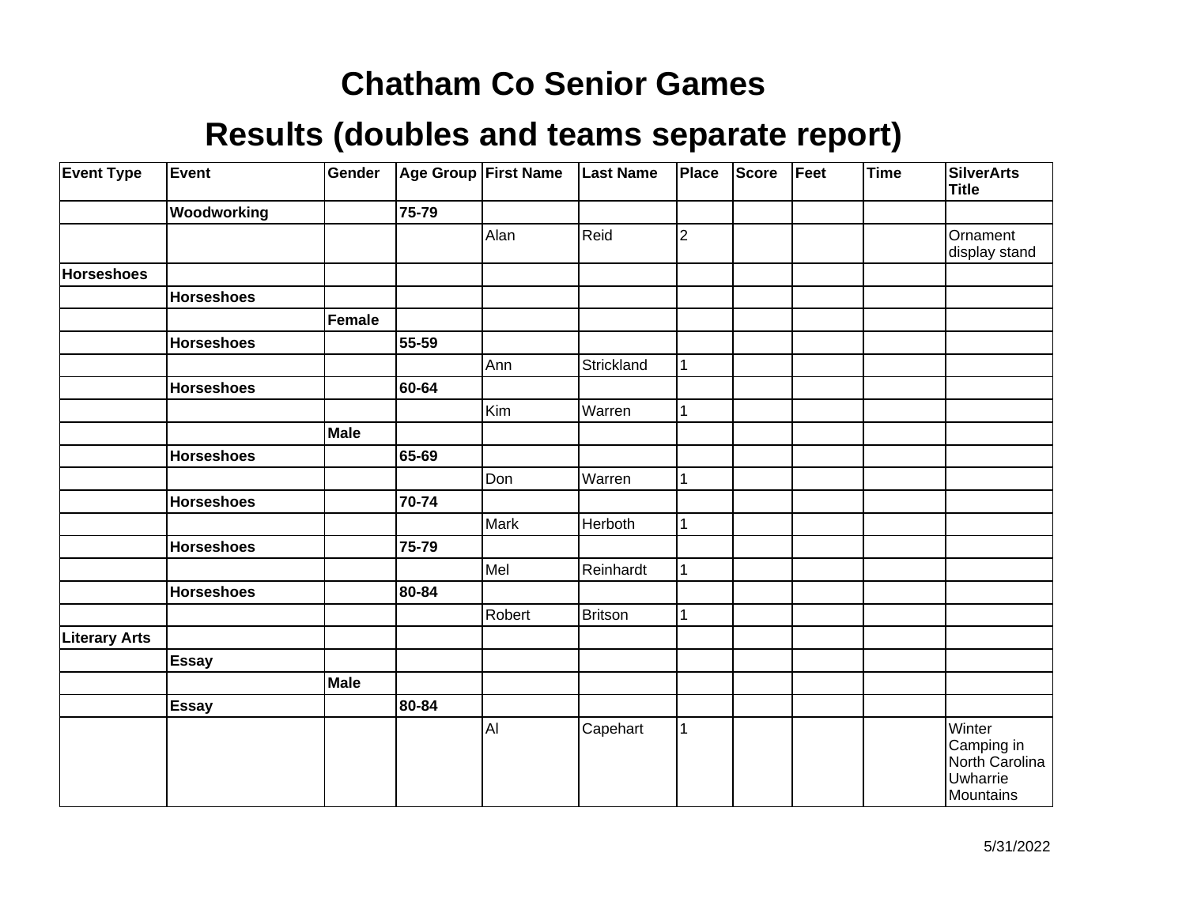# Chatham Co Senior Games

## Results (doubles and teams separate report)

| Event Type | Event | Gender | Age Group | First Name | Last Name | Place | Score | Feet | Time | SilverArts Title |
|---|---|---|---|---|---|---|---|---|---|---|
| | **Woodworking** | | **75-79** | | | | | | | |
| | | | | Alan | Reid | 2 | | | | Ornament display stand |
| **Horseshoes** | | | | | | | | | | |
| | **Horseshoes** | | | | | | | | | |
| | | **Female** | | | | | | | | |
| | **Horseshoes** | | **55-59** | | | | | | | |
| | | | | Ann | Strickland | 1 | | | | |
| | **Horseshoes** | | **60-64** | | | | | | | |
| | | | | Kim | Warren | 1 | | | | |
| | | **Male** | | | | | | | | |
| | **Horseshoes** | | **65-69** | | | | | | | |
| | | | | Don | Warren | 1 | | | | |
| | **Horseshoes** | | **70-74** | | | | | | | |
| | | | | Mark | Herboth | 1 | | | | |
| | **Horseshoes** | | **75-79** | | | | | | | |
| | | | | Mel | Reinhardt | 1 | | | | |
| | **Horseshoes** | | **80-84** | | | | | | | |
| | | | | Robert | Britson | 1 | | | | |
| **Literary Arts** | | | | | | | | | | |
| | **Essay** | | | | | | | | | |
| | | **Male** | | | | | | | | |
| | **Essay** | | **80-84** | | | | | | | |
| | | | | Al | Capehart | 1 | | | | Winter Camping in North Carolina Uwharrie Mountains |

5/31/2022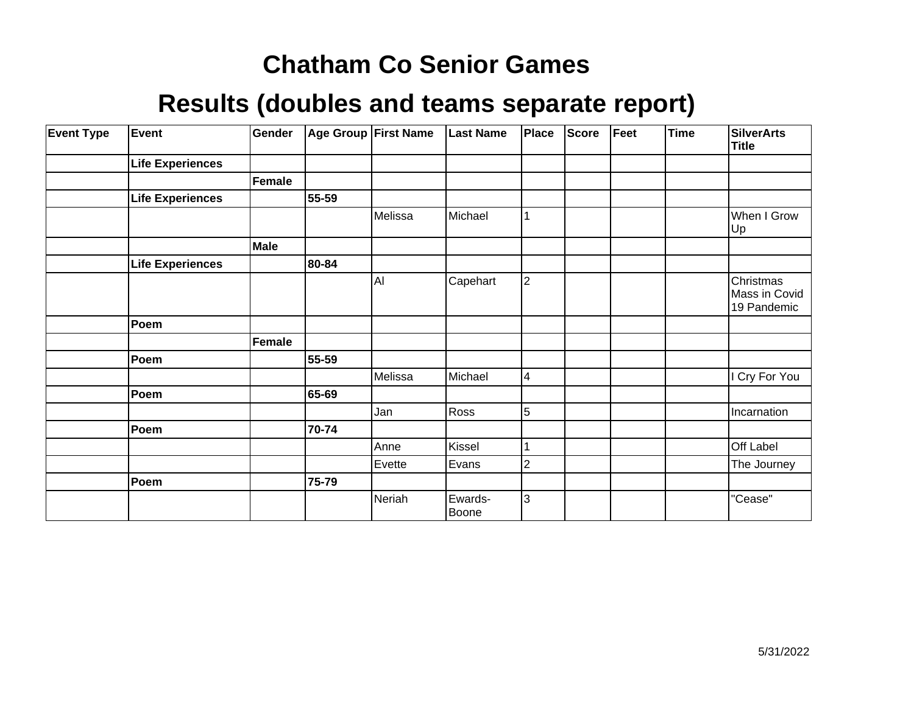# Chatham Co Senior Games

## Results (doubles and teams separate report)

| Event Type | Event | Gender | Age Group | First Name | Last Name | Place | Score | Feet | Time | SilverArts Title |
|---|---|---|---|---|---|---|---|---|---|---|
| | **Life Experiences** | | | | | | | | | |
| | | **Female** | | | | | | | | |
| | **Life Experiences** | | **55-59** | | | | | | | |
| | | | | Melissa | Michael | 1 | | | | When I Grow Up |
| | | **Male** | | | | | | | | |
| | **Life Experiences** | | **80-84** | | | | | | | |
| | | | | Al | Capehart | 2 | | | | Christmas Mass in Covid 19 Pandemic |
| | **Poem** | | | | | | | | | |
| | | **Female** | | | | | | | | |
| | **Poem** | | **55-59** | | | | | | | |
| | | | | Melissa | Michael | 4 | | | | I Cry For You |
| | **Poem** | | **65-69** | | | | | | | |
| | | | | Jan | Ross | 5 | | | | Incarnation |
| | **Poem** | | **70-74** | | | | | | | |
| | | | | Anne | Kissel | 1 | | | | Off Label |
| | | | | Evette | Evans | 2 | | | | The Journey |
| | **Poem** | | **75-79** | | | | | | | |
| | | | | Neriah | Ewards-Boone | 3 | | | | "Cease" |

5/31/2022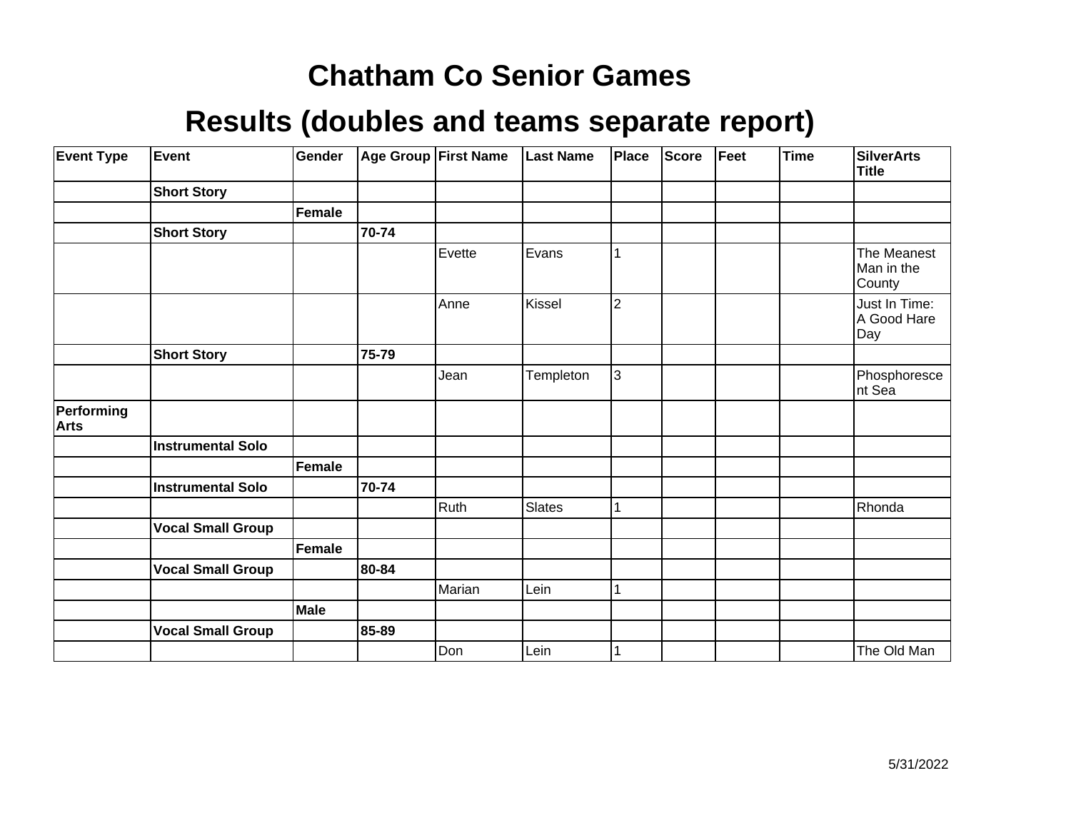# Chatham Co Senior Games

## Results (doubles and teams separate report)

| Event Type | Event | Gender | Age Group | First Name | Last Name | Place | Score | Feet | Time | SilverArts Title |
|---|---|---|---|---|---|---|---|---|---|---|
| | **Short Story** | | | | | | | | | |
| | | **Female** | | | | | | | | |
| | **Short Story** | | **70-74** | | | | | | | |
| | | | | Evette | Evans | 1 | | | | The Meanest Man in the County |
| | | | | Anne | Kissel | 2 | | | | Just In Time: A Good Hare Day |
| | **Short Story** | | **75-79** | | | | | | | |
| | | | | Jean | Templeton | 3 | | | | Phosphorescent Sea |
| **Performing Arts** | | | | | | | | | | |
| | **Instrumental Solo** | | | | | | | | | |
| | | **Female** | | | | | | | | |
| | **Instrumental Solo** | | **70-74** | | | | | | | |
| | | | | Ruth | Slates | 1 | | | | Rhonda |
| | **Vocal Small Group** | | | | | | | | | |
| | | **Female** | | | | | | | | |
| | **Vocal Small Group** | | **80-84** | | | | | | | |
| | | | | Marian | Lein | 1 | | | | |
| | | **Male** | | | | | | | | |
| | **Vocal Small Group** | | **85-89** | | | | | | | |
| | | | | Don | Lein | 1 | | | | The Old Man |

5/31/2022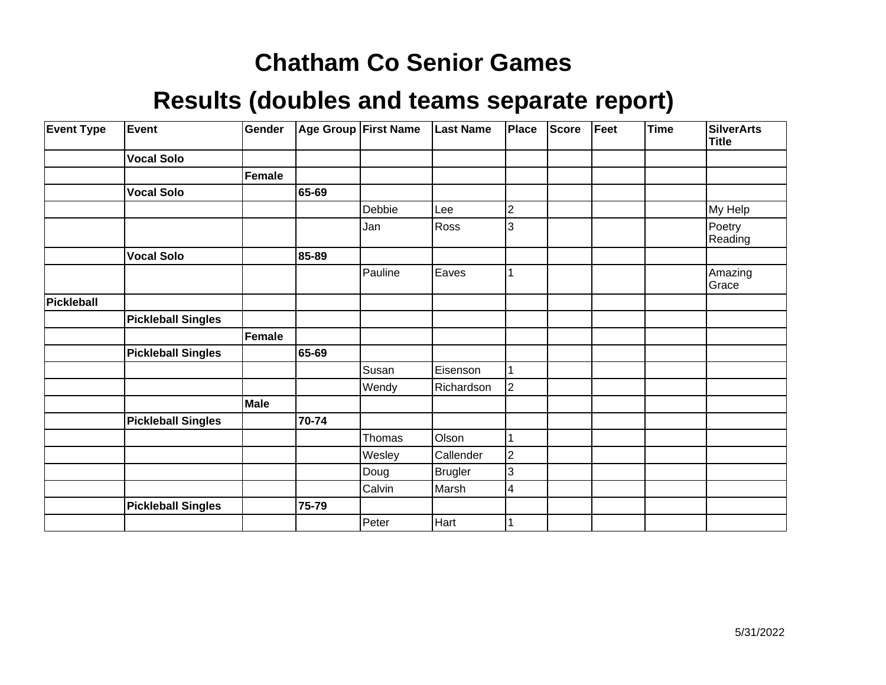# Chatham Co Senior Games

## Results (doubles and teams separate report)

| Event Type | Event | Gender | Age Group | First Name | Last Name | Place | Score | Feet | Time | SilverArts Title |
|---|---|---|---|---|---|---|---|---|---|---|
| | **Vocal Solo** | | | | | | | | | |
| | | **Female** | | | | | | | | |
| | **Vocal Solo** | | **65-69** | | | | | | | |
| | | | | Debbie | Lee | 2 | | | | My Help |
| | | | | Jan | Ross | 3 | | | | Poetry Reading |
| | **Vocal Solo** | | **85-89** | | | | | | | |
| | | | | Pauline | Eaves | 1 | | | | Amazing Grace |
| **Pickleball** | | | | | | | | | | |
| | **Pickleball Singles** | | | | | | | | | |
| | | **Female** | | | | | | | | |
| | **Pickleball Singles** | | **65-69** | | | | | | | |
| | | | | Susan | Eisenson | 1 | | | | |
| | | | | Wendy | Richardson | 2 | | | | |
| | | **Male** | | | | | | | | |
| | **Pickleball Singles** | | **70-74** | | | | | | | |
| | | | | Thomas | Olson | 1 | | | | |
| | | | | Wesley | Callender | 2 | | | | |
| | | | | Doug | Brugler | 3 | | | | |
| | | | | Calvin | Marsh | 4 | | | | |
| | **Pickleball Singles** | | **75-79** | | | | | | | |
| | | | | Peter | Hart | 1 | | | | |

5/31/2022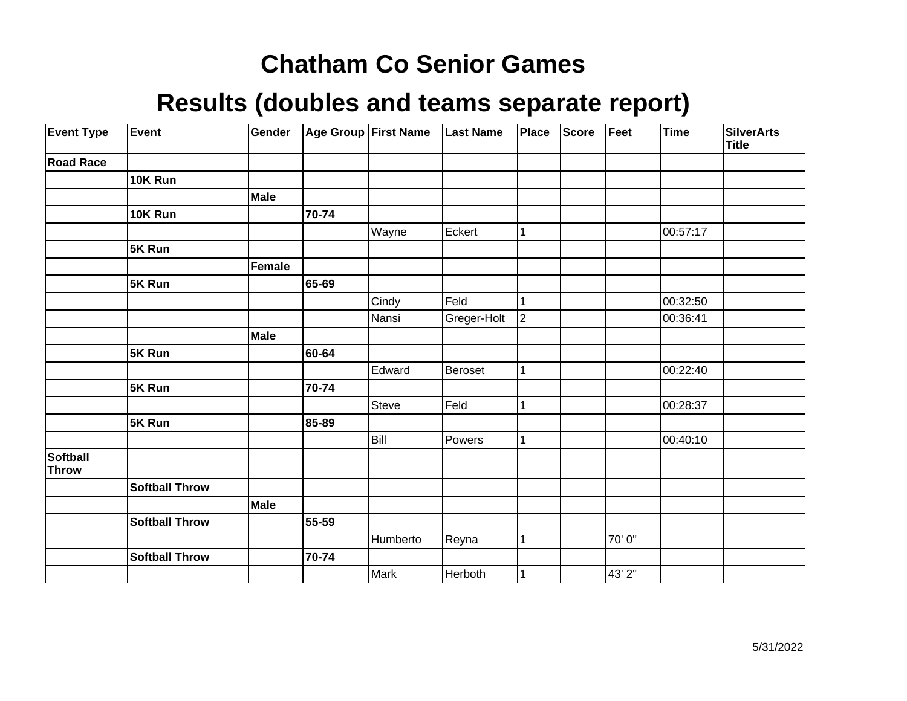# Chatham Co Senior Games

## Results (doubles and teams separate report)

| Event Type | Event | Gender | Age Group | First Name | Last Name | Place | Score | Feet | Time | SilverArts Title |
|---|---|---|---|---|---|---|---|---|---|---|
| **Road Race** | | | | | | | | | | |
| | **10K Run** | | | | | | | | | |
| | | **Male** | | | | | | | | |
| | **10K Run** | | **70-74** | | | | | | | |
| | | | | Wayne | Eckert | 1 | | | 00:57:17 | |
| | **5K Run** | | | | | | | | | |
| | | **Female** | | | | | | | | |
| | **5K Run** | | **65-69** | | | | | | | |
| | | | | Cindy | Feld | 1 | | | 00:32:50 | |
| | | | | Nansi | Greger-Holt | 2 | | | 00:36:41 | |
| | | **Male** | | | | | | | | |
| | **5K Run** | | **60-64** | | | | | | | |
| | | | | Edward | Beroset | 1 | | | 00:22:40 | |
| | **5K Run** | | **70-74** | | | | | | | |
| | | | | Steve | Feld | 1 | | | 00:28:37 | |
| | **5K Run** | | **85-89** | | | | | | | |
| | | | | Bill | Powers | 1 | | | 00:40:10 | |
| **Softball Throw** | | | | | | | | | | |
| | **Softball Throw** | | | | | | | | | |
| | | **Male** | | | | | | | | |
| | **Softball Throw** | | **55-59** | | | | | | | |
| | | | | Humberto | Reyna | 1 | | 70' 0" | | |
| | **Softball Throw** | | **70-74** | | | | | | | |
| | | | | Mark | Herboth | 1 | | 43' 2" | | |

5/31/2022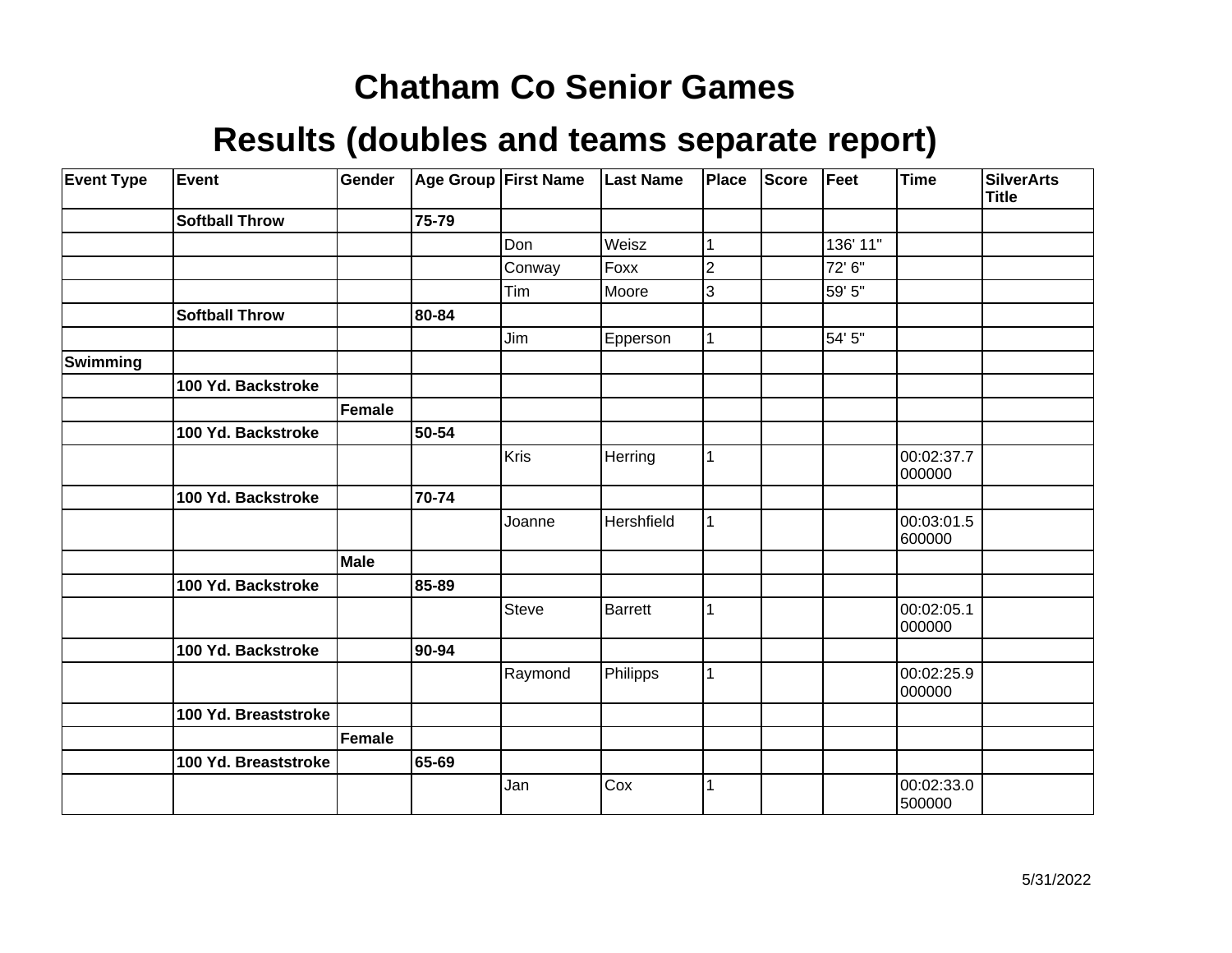# Chatham Co Senior Games

## Results (doubles and teams separate report)

| Event Type | Event | Gender | Age Group | First Name | Last Name | Place | Score | Feet | Time | SilverArts Title |
|---|---|---|---|---|---|---|---|---|---|---|
| | **Softball Throw** | | **75-79** | | | | | | | |
| | | | | Don | Weisz | 1 | | 136' 11" | | |
| | | | | Conway | Foxx | 2 | | 72' 6" | | |
| | | | | Tim | Moore | 3 | | 59' 5" | | |
| | **Softball Throw** | | **80-84** | | | | | | | |
| | | | | Jim | Epperson | 1 | | 54' 5" | | |
| **Swimming** | | | | | | | | | | |
| | **100 Yd. Backstroke** | | | | | | | | | |
| | | **Female** | | | | | | | | |
| | **100 Yd. Backstroke** | | **50-54** | | | | | | | |
| | | | | Kris | Herring | 1 | | | 00:02:37.7000000 | |
| | **100 Yd. Backstroke** | | **70-74** | | | | | | | |
| | | | | Joanne | Hershfield | 1 | | | 00:03:01.5600000 | |
| | | **Male** | | | | | | | | |
| | **100 Yd. Backstroke** | | **85-89** | | | | | | | |
| | | | | Steve | Barrett | 1 | | | 00:02:05.1000000 | |
| | **100 Yd. Backstroke** | | **90-94** | | | | | | | |
| | | | | Raymond | Philipps | 1 | | | 00:02:25.9000000 | |
| | **100 Yd. Breaststroke** | | | | | | | | | |
| | | **Female** | | | | | | | | |
| | **100 Yd. Breaststroke** | | **65-69** | | | | | | | |
| | | | | Jan | Cox | 1 | | | 00:02:33.0500000 | |

5/31/2022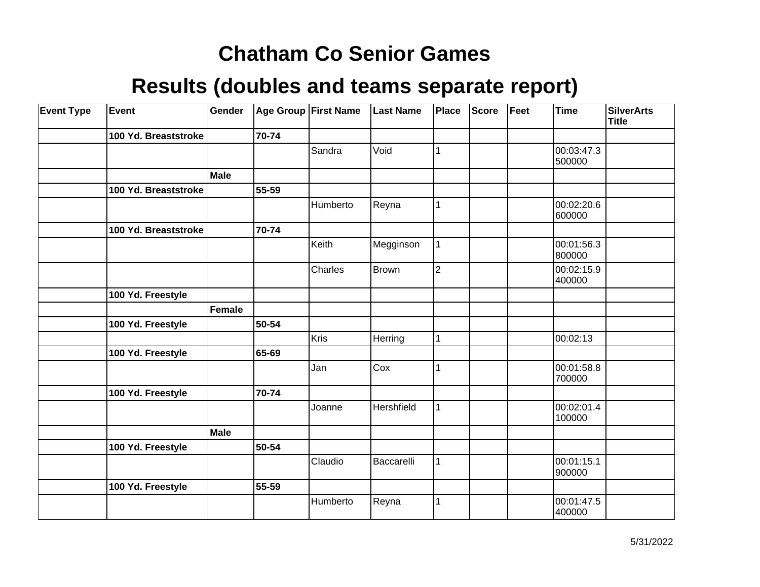# Chatham Co Senior Games

# Results (doubles and teams separate report)

| Event Type | Event | Gender | Age Group | First Name | Last Name | Place | Score | Feet | Time | SilverArts Title |
|---|---|---|---|---|---|---|---|---|---|---|
| | **100 Yd. Breaststroke** | | **70-74** | | | | | | | |
| | | | | Sandra | Void | 1 | | | 00:03:47.3500000 | |
| | | **Male** | | | | | | | | |
| | **100 Yd. Breaststroke** | | **55-59** | | | | | | | |
| | | | | Humberto | Reyna | 1 | | | 00:02:20.6600000 | |
| | **100 Yd. Breaststroke** | | **70-74** | | | | | | | |
| | | | | Keith | Megginson | 1 | | | 00:01:56.3800000 | |
| | | | | Charles | Brown | 2 | | | 00:02:15.9400000 | |
| | **100 Yd. Freestyle** | | | | | | | | | |
| | | **Female** | | | | | | | | |
| | **100 Yd. Freestyle** | | **50-54** | | | | | | | |
| | | | | Kris | Herring | 1 | | | 00:02:13 | |
| | **100 Yd. Freestyle** | | **65-69** | | | | | | | |
| | | | | Jan | Cox | 1 | | | 00:01:58.8700000 | |
| | **100 Yd. Freestyle** | | **70-74** | | | | | | | |
| | | | | Joanne | Hershfield | 1 | | | 00:02:01.4100000 | |
| | | **Male** | | | | | | | | |
| | **100 Yd. Freestyle** | | **50-54** | | | | | | | |
| | | | | Claudio | Baccarelli | 1 | | | 00:01:15.1900000 | |
| | **100 Yd. Freestyle** | | **55-59** | | | | | | | |
| | | | | Humberto | Reyna | 1 | | | 00:01:47.5400000 | |

5/31/2022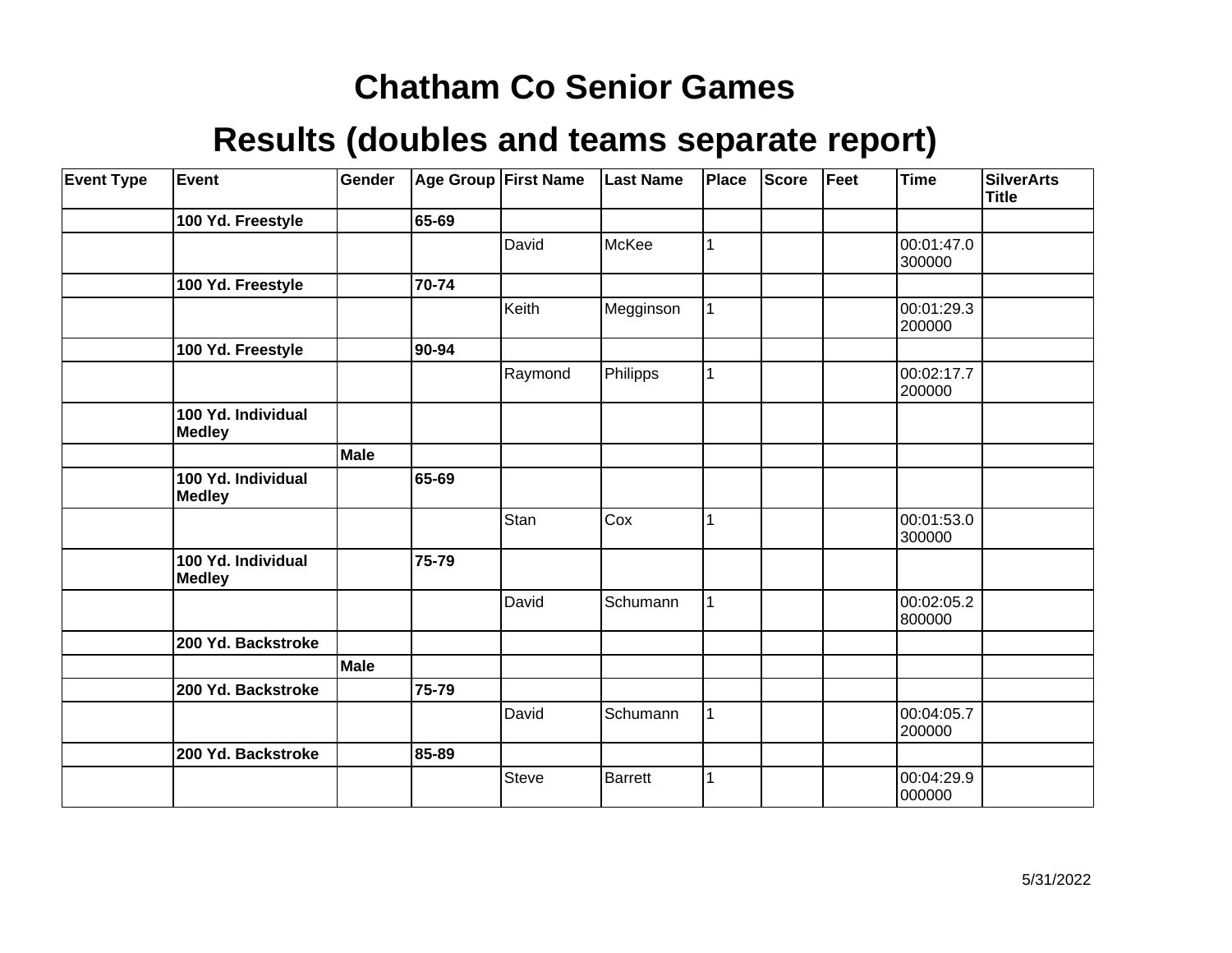# Chatham Co Senior Games

## Results (doubles and teams separate report)

| Event Type | Event | Gender | Age Group | First Name | Last Name | Place | Score | Feet | Time | SilverArts Title |
|---|---|---|---|---|---|---|---|---|---|---|
| | **100 Yd. Freestyle** | | **65-69** | | | | | | | |
| | | | | David | McKee | 1 | | | 00:01:47.0300000 | |
| | **100 Yd. Freestyle** | | **70-74** | | | | | | | |
| | | | | Keith | Megginson | 1 | | | 00:01:29.3200000 | |
| | **100 Yd. Freestyle** | | **90-94** | | | | | | | |
| | | | | Raymond | Philipps | 1 | | | 00:02:17.7200000 | |
| | **100 Yd. Individual Medley** | | | | | | | | | |
| | | **Male** | | | | | | | | |
| | **100 Yd. Individual Medley** | | **65-69** | | | | | | | |
| | | | | Stan | Cox | 1 | | | 00:01:53.0300000 | |
| | **100 Yd. Individual Medley** | | **75-79** | | | | | | | |
| | | | | David | Schumann | 1 | | | 00:02:05.2800000 | |
| | **200 Yd. Backstroke** | | | | | | | | | |
| | | **Male** | | | | | | | | |
| | **200 Yd. Backstroke** | | **75-79** | | | | | | | |
| | | | | David | Schumann | 1 | | | 00:04:05.7200000 | |
| | **200 Yd. Backstroke** | | **85-89** | | | | | | | |
| | | | | Steve | Barrett | 1 | | | 00:04:29.9000000 | |

5/31/2022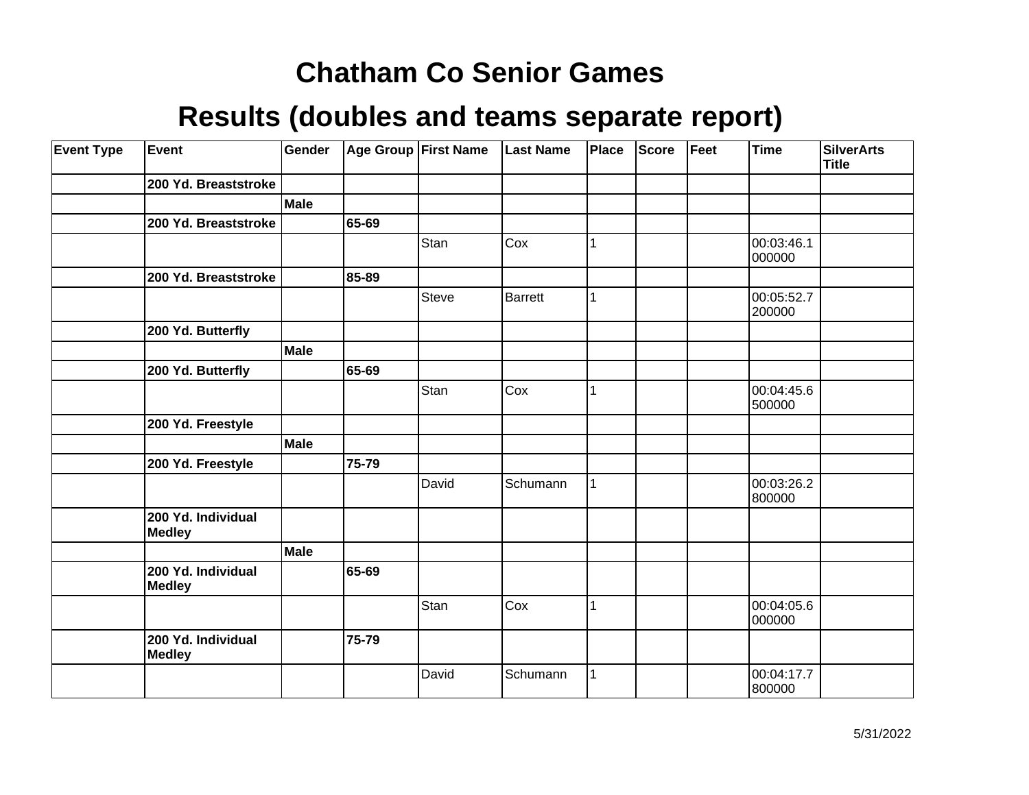# Chatham Co Senior Games

## Results (doubles and teams separate report)

| Event Type | Event | Gender | Age Group | First Name | Last Name | Place | Score | Feet | Time | SilverArts Title |
|---|---|---|---|---|---|---|---|---|---|---|
| | **200 Yd. Breaststroke** | | | | | | | | | |
| | | **Male** | | | | | | | | |
| | **200 Yd. Breaststroke** | | **65-69** | | | | | | | |
| | | | | Stan | Cox | 1 | | | 00:03:46.1000000 | |
| | **200 Yd. Breaststroke** | | **85-89** | | | | | | | |
| | | | | Steve | Barrett | 1 | | | 00:05:52.7200000 | |
| | **200 Yd. Butterfly** | | | | | | | | | |
| | | **Male** | | | | | | | | |
| | **200 Yd. Butterfly** | | **65-69** | | | | | | | |
| | | | | Stan | Cox | 1 | | | 00:04:45.6500000 | |
| | **200 Yd. Freestyle** | | | | | | | | | |
| | | **Male** | | | | | | | | |
| | **200 Yd. Freestyle** | | **75-79** | | | | | | | |
| | | | | David | Schumann | 1 | | | 00:03:26.2800000 | |
| | **200 Yd. Individual Medley** | | | | | | | | | |
| | | **Male** | | | | | | | | |
| | **200 Yd. Individual Medley** | | **65-69** | | | | | | | |
| | | | | Stan | Cox | 1 | | | 00:04:05.6000000 | |
| | **200 Yd. Individual Medley** | | **75-79** | | | | | | | |
| | | | | David | Schumann | 1 | | | 00:04:17.7800000 | |

5/31/2022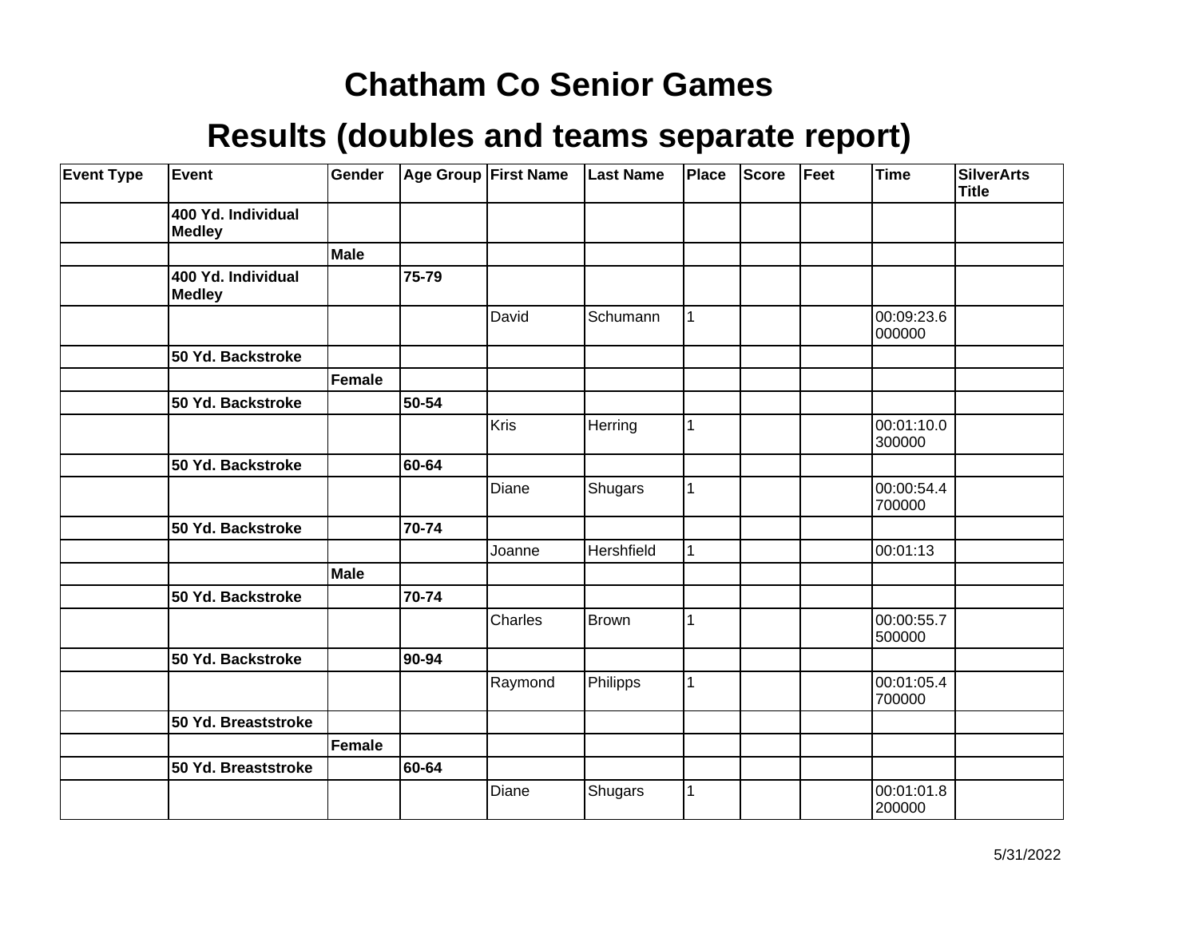# Chatham Co Senior Games

## Results (doubles and teams separate report)

| Event Type | Event | Gender | Age Group | First Name | Last Name | Place | Score | Feet | Time | SilverArts Title |
|---|---|---|---|---|---|---|---|---|---|---|
| | **400 Yd. Individual Medley** | | | | | | | | | |
| | | **Male** | | | | | | | | |
| | **400 Yd. Individual Medley** | | **75-79** | | | | | | | |
| | | | | David | Schumann | 1 | | | 00:09:23.6000000 | |
| | **50 Yd. Backstroke** | | | | | | | | | |
| | | **Female** | | | | | | | | |
| | **50 Yd. Backstroke** | | **50-54** | | | | | | | |
| | | | | Kris | Herring | 1 | | | 00:01:10.0300000 | |
| | **50 Yd. Backstroke** | | **60-64** | | | | | | | |
| | | | | Diane | Shugars | 1 | | | 00:00:54.4700000 | |
| | **50 Yd. Backstroke** | | **70-74** | | | | | | | |
| | | | | Joanne | Hershfield | 1 | | | 00:01:13 | |
| | | **Male** | | | | | | | | |
| | **50 Yd. Backstroke** | | **70-74** | | | | | | | |
| | | | | Charles | Brown | 1 | | | 00:00:55.7500000 | |
| | **50 Yd. Backstroke** | | **90-94** | | | | | | | |
| | | | | Raymond | Philipps | 1 | | | 00:01:05.4700000 | |
| | **50 Yd. Breaststroke** | | | | | | | | | |
| | | **Female** | | | | | | | | |
| | **50 Yd. Breaststroke** | | **60-64** | | | | | | | |
| | | | | Diane | Shugars | 1 | | | 00:01:01.8200000 | |

5/31/2022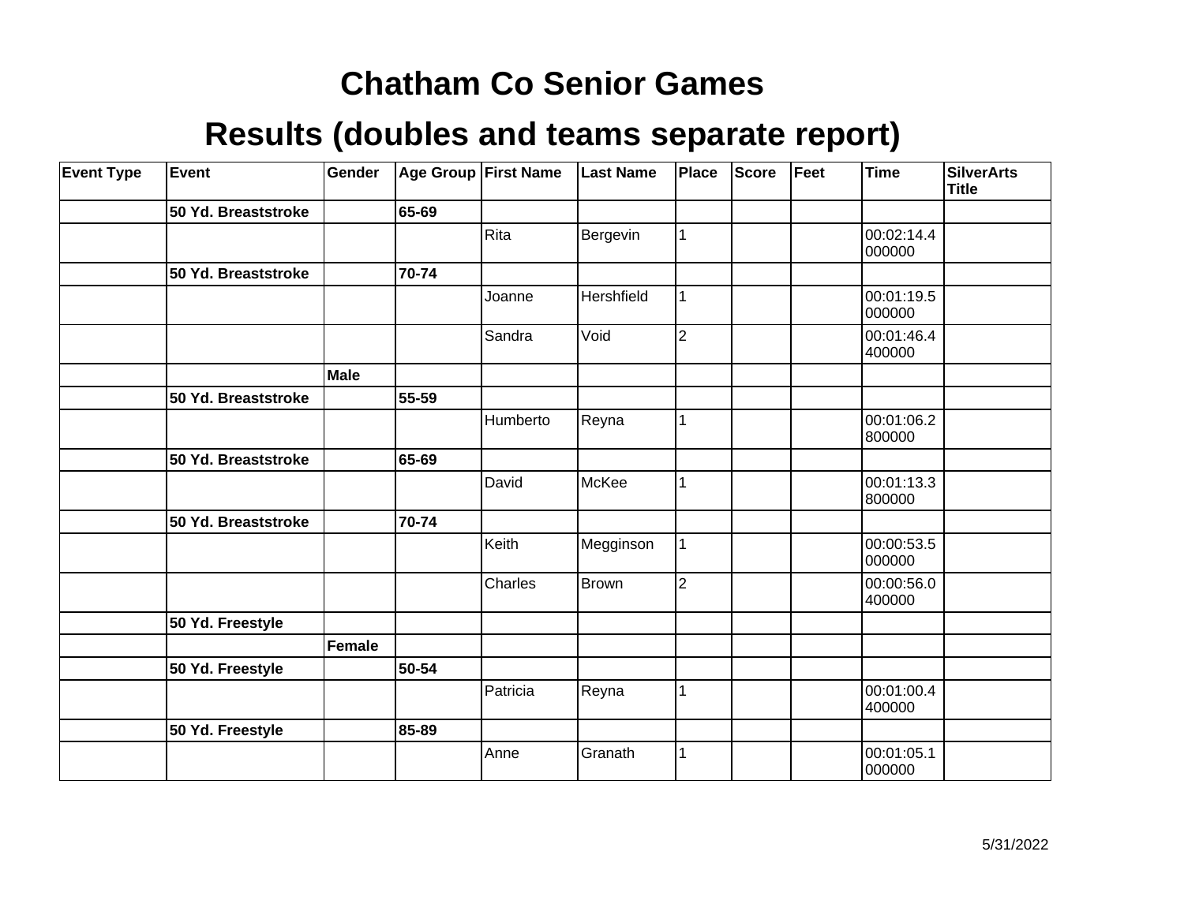# Chatham Co Senior Games

## Results (doubles and teams separate report)

| Event Type | Event | Gender | Age Group | First Name | Last Name | Place | Score | Feet | Time | SilverArts Title |
|---|---|---|---|---|---|---|---|---|---|---|
| | **50 Yd. Breaststroke** | | **65-69** | | | | | | | |
| | | | | Rita | Bergevin | 1 | | | 00:02:14.4000000 | |
| | **50 Yd. Breaststroke** | | **70-74** | | | | | | | |
| | | | | Joanne | Hershfield | 1 | | | 00:01:19.5000000 | |
| | | | | Sandra | Void | 2 | | | 00:01:46.4400000 | |
| | | **Male** | | | | | | | | |
| | **50 Yd. Breaststroke** | | **55-59** | | | | | | | |
| | | | | Humberto | Reyna | 1 | | | 00:01:06.2800000 | |
| | **50 Yd. Breaststroke** | | **65-69** | | | | | | | |
| | | | | David | McKee | 1 | | | 00:01:13.3800000 | |
| | **50 Yd. Breaststroke** | | **70-74** | | | | | | | |
| | | | | Keith | Megginson | 1 | | | 00:00:53.5000000 | |
| | | | | Charles | Brown | 2 | | | 00:00:56.0400000 | |
| | **50 Yd. Freestyle** | | | | | | | | | |
| | | **Female** | | | | | | | | |
| | **50 Yd. Freestyle** | | **50-54** | | | | | | | |
| | | | | Patricia | Reyna | 1 | | | 00:01:00.4400000 | |
| | **50 Yd. Freestyle** | | **85-89** | | | | | | | |
| | | | | Anne | Granath | 1 | | | 00:01:05.1000000 | |

5/31/2022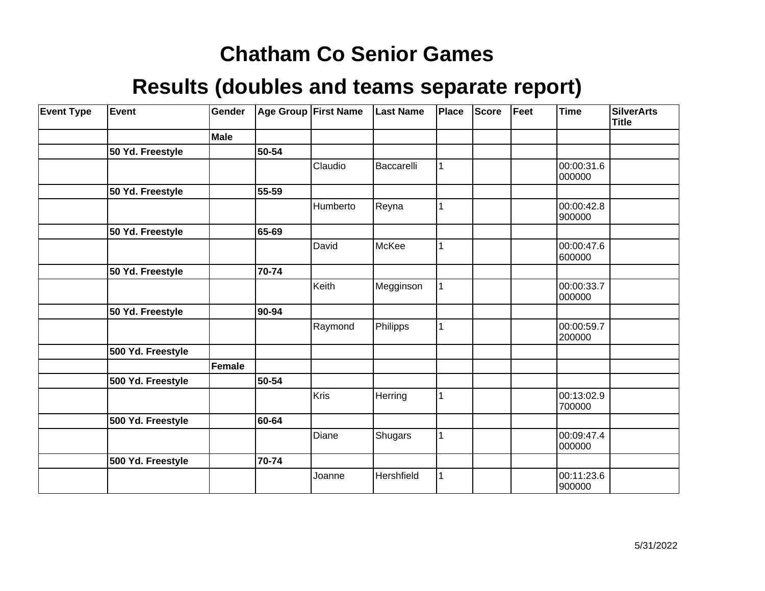# Chatham Co Senior Games

## Results (doubles and teams separate report)

| Event Type | Event | Gender | Age Group | First Name | Last Name | Place | Score | Feet | Time | SilverArts Title |
|---|---|---|---|---|---|---|---|---|---|---|
| | | **Male** | | | | | | | | |
| | **50 Yd. Freestyle** | | **50-54** | | | | | | | |
| | | | | Claudio | Baccarelli | 1 | | | 00:00:31.6000000 | |
| | **50 Yd. Freestyle** | | **55-59** | | | | | | | |
| | | | | Humberto | Reyna | 1 | | | 00:00:42.8900000 | |
| | **50 Yd. Freestyle** | | **65-69** | | | | | | | |
| | | | | David | McKee | 1 | | | 00:00:47.6600000 | |
| | **50 Yd. Freestyle** | | **70-74** | | | | | | | |
| | | | | Keith | Megginson | 1 | | | 00:00:33.7000000 | |
| | **50 Yd. Freestyle** | | **90-94** | | | | | | | |
| | | | | Raymond | Philipps | 1 | | | 00:00:59.7200000 | |
| | **500 Yd. Freestyle** | | | | | | | | | |
| | | **Female** | | | | | | | | |
| | **500 Yd. Freestyle** | | **50-54** | | | | | | | |
| | | | | Kris | Herring | 1 | | | 00:13:02.9700000 | |
| | **500 Yd. Freestyle** | | **60-64** | | | | | | | |
| | | | | Diane | Shugars | 1 | | | 00:09:47.4000000 | |
| | **500 Yd. Freestyle** | | **70-74** | | | | | | | |
| | | | | Joanne | Hershfield | 1 | | | 00:11:23.6900000 | |

5/31/2022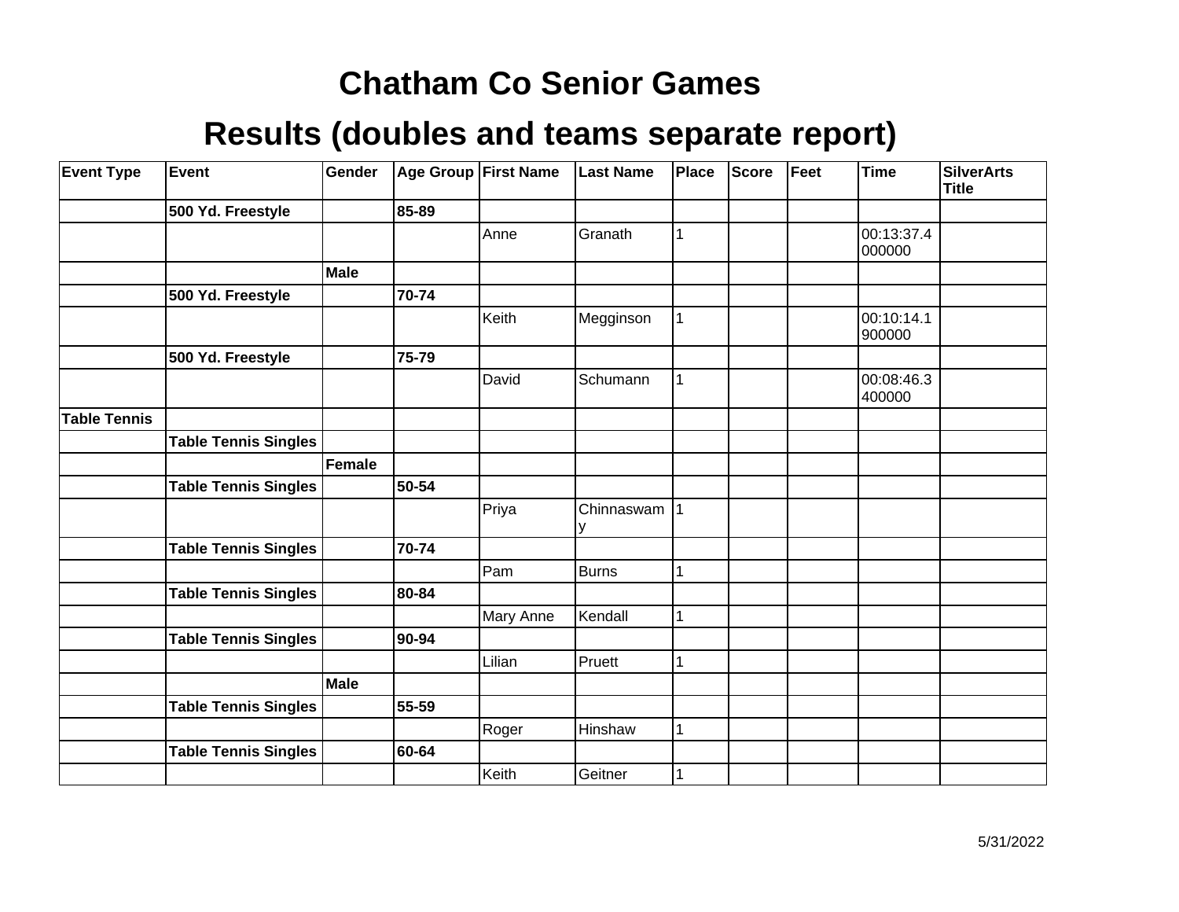# Chatham Co Senior Games

## Results (doubles and teams separate report)

| Event Type | Event | Gender | Age Group | First Name | Last Name | Place | Score | Feet | Time | SilverArts Title |
|---|---|---|---|---|---|---|---|---|---|---|
| | **500 Yd. Freestyle** | | **85-89** | | | | | | | |
| | | | | Anne | Granath | 1 | | | 00:13:37.4000000 | |
| | | **Male** | | | | | | | | |
| | **500 Yd. Freestyle** | | **70-74** | | | | | | | |
| | | | | Keith | Megginson | 1 | | | 00:10:14.1900000 | |
| | **500 Yd. Freestyle** | | **75-79** | | | | | | | |
| | | | | David | Schumann | 1 | | | 00:08:46.3400000 | |
| **Table Tennis** | | | | | | | | | | |
| | **Table Tennis Singles** | | | | | | | | | |
| | | **Female** | | | | | | | | |
| | **Table Tennis Singles** | | **50-54** | | | | | | | |
| | | | | Priya | Chinnaswamy | 1 | | | | |
| | **Table Tennis Singles** | | **70-74** | | | | | | | |
| | | | | Pam | Burns | 1 | | | | |
| | **Table Tennis Singles** | | **80-84** | | | | | | | |
| | | | | Mary Anne | Kendall | 1 | | | | |
| | **Table Tennis Singles** | | **90-94** | | | | | | | |
| | | | | Lilian | Pruett | 1 | | | | |
| | | **Male** | | | | | | | | |
| | **Table Tennis Singles** | | **55-59** | | | | | | | |
| | | | | Roger | Hinshaw | 1 | | | | |
| | **Table Tennis Singles** | | **60-64** | | | | | | | |
| | | | | Keith | Geitner | 1 | | | | |

5/31/2022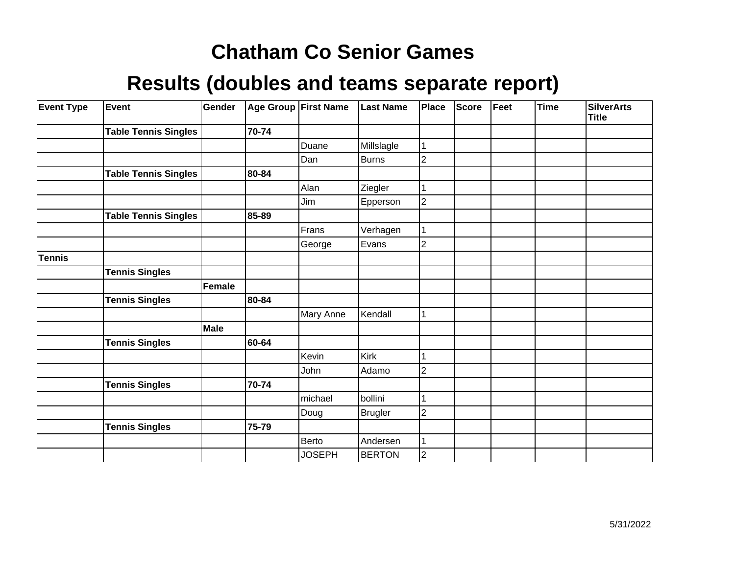# Chatham Co Senior Games

## Results (doubles and teams separate report)

| Event Type | Event | Gender | Age Group | First Name | Last Name | Place | Score | Feet | Time | SilverArts Title |
|---|---|---|---|---|---|---|---|---|---|---|
| | **Table Tennis Singles** | | **70-74** | | | | | | | |
| | | | | Duane | Millslagle | 1 | | | | |
| | | | | Dan | Burns | 2 | | | | |
| | **Table Tennis Singles** | | **80-84** | | | | | | | |
| | | | | Alan | Ziegler | 1 | | | | |
| | | | | Jim | Epperson | 2 | | | | |
| | **Table Tennis Singles** | | **85-89** | | | | | | | |
| | | | | Frans | Verhagen | 1 | | | | |
| | | | | George | Evans | 2 | | | | |
| **Tennis** | | | | | | | | | | |
| | **Tennis Singles** | | | | | | | | | |
| | | **Female** | | | | | | | | |
| | **Tennis Singles** | | **80-84** | | | | | | | |
| | | | | Mary Anne | Kendall | 1 | | | | |
| | | **Male** | | | | | | | | |
| | **Tennis Singles** | | **60-64** | | | | | | | |
| | | | | Kevin | Kirk | 1 | | | | |
| | | | | John | Adamo | 2 | | | | |
| | **Tennis Singles** | | **70-74** | | | | | | | |
| | | | | michael | bollini | 1 | | | | |
| | | | | Doug | Brugler | 2 | | | | |
| | **Tennis Singles** | | **75-79** | | | | | | | |
| | | | | Berto | Andersen | 1 | | | | |
| | | | | JOSEPH | BERTON | 2 | | | | |

5/31/2022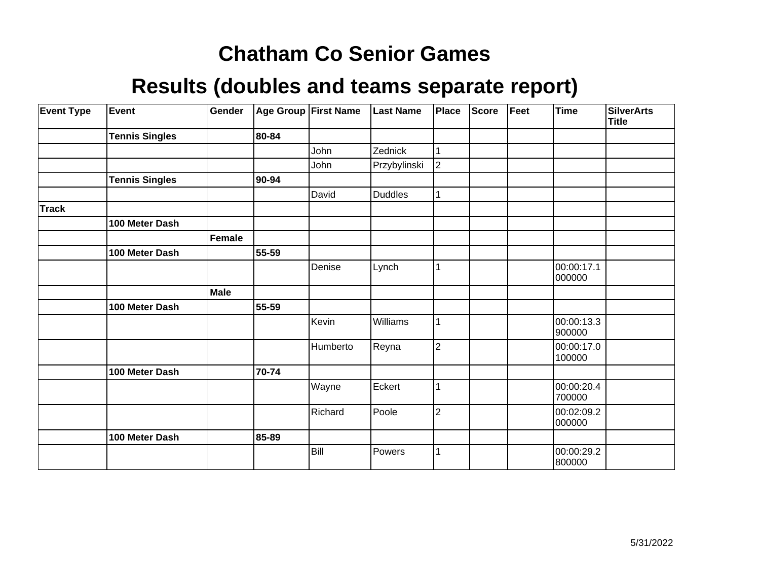# Chatham Co Senior Games

# Results (doubles and teams separate report)

| Event Type | Event | Gender | Age Group | First Name | Last Name | Place | Score | Feet | Time | SilverArts Title |
|---|---|---|---|---|---|---|---|---|---|---|
| | **Tennis Singles** | | **80-84** | | | | | | | |
| | | | | John | Zednick | 1 | | | | |
| | | | | John | Przybylinski | 2 | | | | |
| | **Tennis Singles** | | **90-94** | | | | | | | |
| | | | | David | Duddles | 1 | | | | |
| **Track** | | | | | | | | | | |
| | **100 Meter Dash** | | | | | | | | | |
| | | **Female** | | | | | | | | |
| | **100 Meter Dash** | | **55-59** | | | | | | | |
| | | | | Denise | Lynch | 1 | | | 00:00:17.1000000 | |
| | | **Male** | | | | | | | | |
| | **100 Meter Dash** | | **55-59** | | | | | | | |
| | | | | Kevin | Williams | 1 | | | 00:00:13.3900000 | |
| | | | | Humberto | Reyna | 2 | | | 00:00:17.0100000 | |
| | **100 Meter Dash** | | **70-74** | | | | | | | |
| | | | | Wayne | Eckert | 1 | | | 00:00:20.4700000 | |
| | | | | Richard | Poole | 2 | | | 00:02:09.2000000 | |
| | **100 Meter Dash** | | **85-89** | | | | | | | |
| | | | | Bill | Powers | 1 | | | 00:00:29.2800000 | |

5/31/2022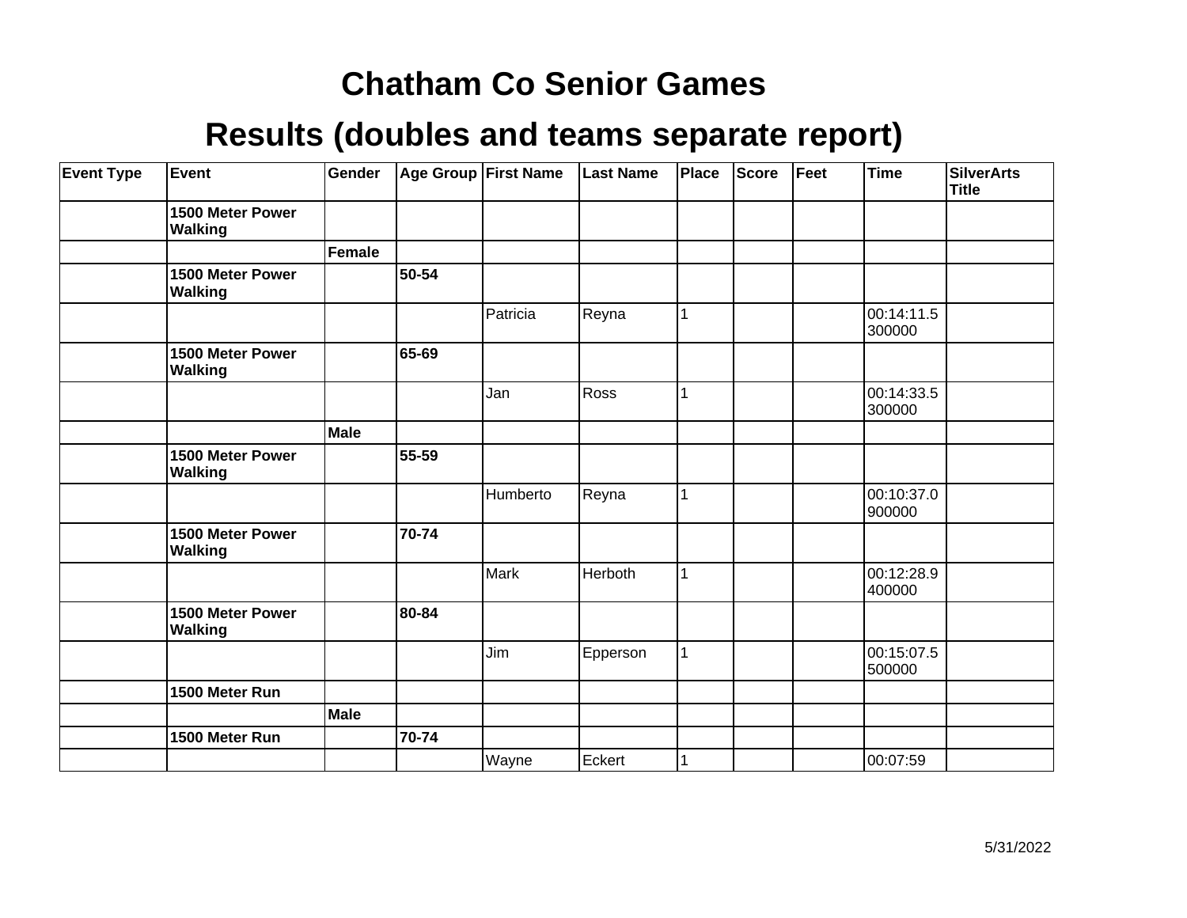# Chatham Co Senior Games

# Results (doubles and teams separate report)

| Event Type | Event | Gender | Age Group | First Name | Last Name | Place | Score | Feet | Time | SilverArts Title |
|---|---|---|---|---|---|---|---|---|---|---|
| | **1500 Meter Power Walking** | | | | | | | | | |
| | | **Female** | | | | | | | | |
| | **1500 Meter Power Walking** | | **50-54** | | | | | | | |
| | | | | Patricia | Reyna | 1 | | | 00:14:11.5300000 | |
| | **1500 Meter Power Walking** | | **65-69** | | | | | | | |
| | | | | Jan | Ross | 1 | | | 00:14:33.5300000 | |
| | | **Male** | | | | | | | | |
| | **1500 Meter Power Walking** | | **55-59** | | | | | | | |
| | | | | Humberto | Reyna | 1 | | | 00:10:37.0900000 | |
| | **1500 Meter Power Walking** | | **70-74** | | | | | | | |
| | | | | Mark | Herboth | 1 | | | 00:12:28.9400000 | |
| | **1500 Meter Power Walking** | | **80-84** | | | | | | | |
| | | | | Jim | Epperson | 1 | | | 00:15:07.5500000 | |
| | **1500 Meter Run** | | | | | | | | | |
| | | **Male** | | | | | | | | |
| | **1500 Meter Run** | | **70-74** | | | | | | | |
| | | | | Wayne | Eckert | 1 | | | 00:07:59 | |

5/31/2022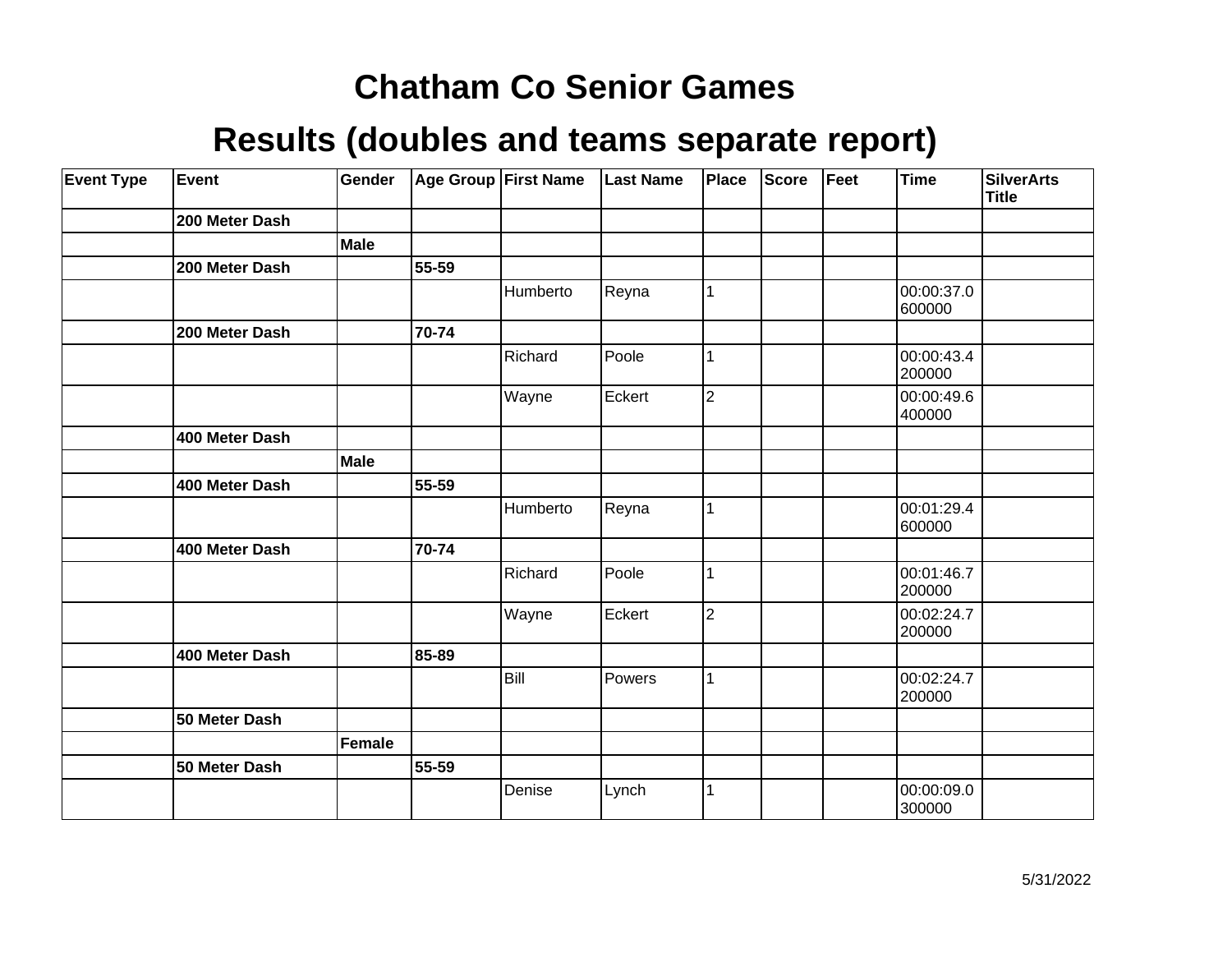# Chatham Co Senior Games

## Results (doubles and teams separate report)

| Event Type | Event | Gender | Age Group | First Name | Last Name | Place | Score | Feet | Time | SilverArts Title |
|---|---|---|---|---|---|---|---|---|---|---|
| | **200 Meter Dash** | | | | | | | | | |
| | | **Male** | | | | | | | | |
| | **200 Meter Dash** | | **55-59** | | | | | | | |
| | | | | Humberto | Reyna | 1 | | | 00:00:37.0600000 | |
| | **200 Meter Dash** | | **70-74** | | | | | | | |
| | | | | Richard | Poole | 1 | | | 00:00:43.4200000 | |
| | | | | Wayne | Eckert | 2 | | | 00:00:49.6400000 | |
| | **400 Meter Dash** | | | | | | | | | |
| | | **Male** | | | | | | | | |
| | **400 Meter Dash** | | **55-59** | | | | | | | |
| | | | | Humberto | Reyna | 1 | | | 00:01:29.4600000 | |
| | **400 Meter Dash** | | **70-74** | | | | | | | |
| | | | | Richard | Poole | 1 | | | 00:01:46.7200000 | |
| | | | | Wayne | Eckert | 2 | | | 00:02:24.7200000 | |
| | **400 Meter Dash** | | **85-89** | | | | | | | |
| | | | | Bill | Powers | 1 | | | 00:02:24.7200000 | |
| | **50 Meter Dash** | | | | | | | | | |
| | | **Female** | | | | | | | | |
| | **50 Meter Dash** | | **55-59** | | | | | | | |
| | | | | Denise | Lynch | 1 | | | 00:00:09.0300000 | |

5/31/2022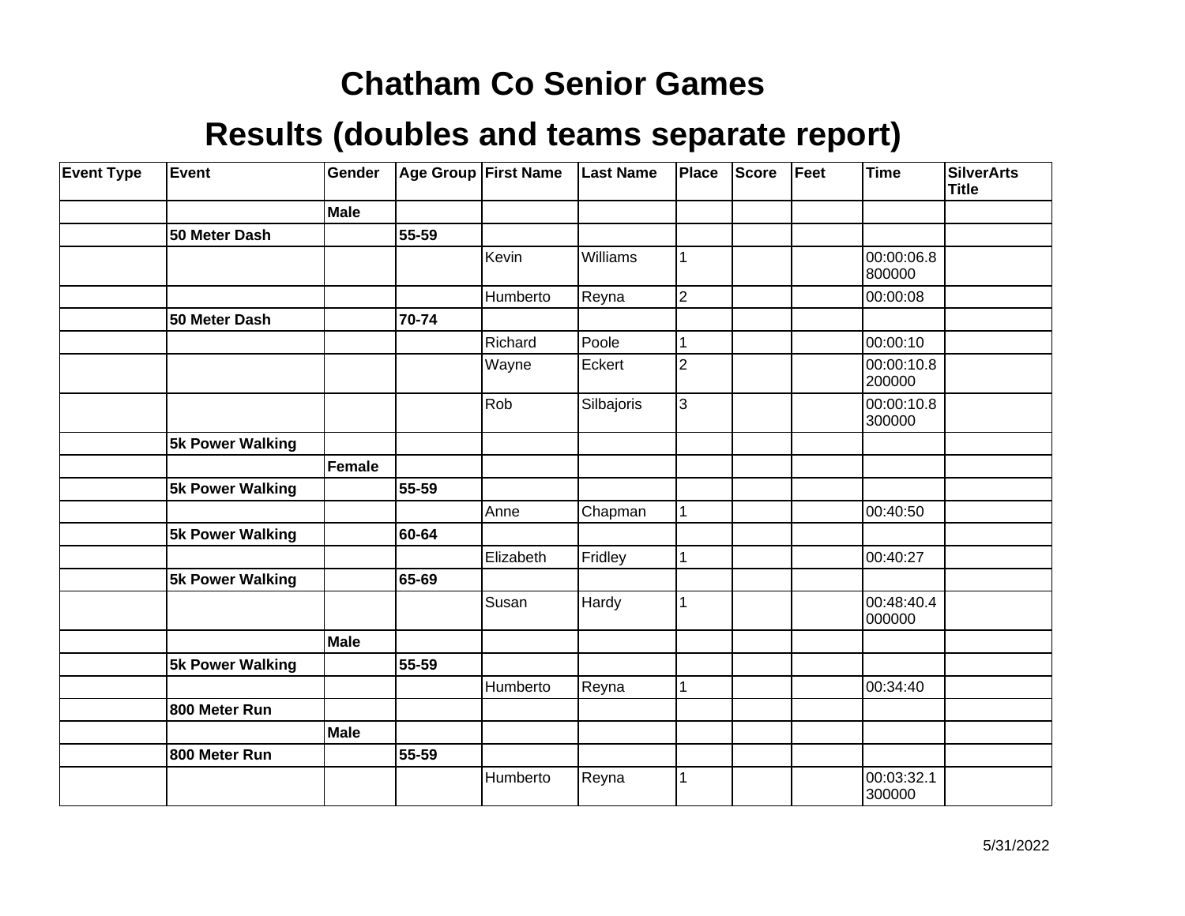# Chatham Co Senior Games

## Results (doubles and teams separate report)

| Event Type | Event | Gender | Age Group | First Name | Last Name | Place | Score | Feet | Time | SilverArts Title |
|---|---|---|---|---|---|---|---|---|---|---|
| | | **Male** | | | | | | | | |
| | **50 Meter Dash** | | **55-59** | | | | | | | |
| | | | | Kevin | Williams | 1 | | | 00:00:06.8800000 | |
| | | | | Humberto | Reyna | 2 | | | 00:00:08 | |
| | **50 Meter Dash** | | **70-74** | | | | | | | |
| | | | | Richard | Poole | 1 | | | 00:00:10 | |
| | | | | Wayne | Eckert | 2 | | | 00:00:10.8200000 | |
| | | | | Rob | Silbajoris | 3 | | | 00:00:10.8300000 | |
| | **5k Power Walking** | | | | | | | | | |
| | | **Female** | | | | | | | | |
| | **5k Power Walking** | | **55-59** | | | | | | | |
| | | | | Anne | Chapman | 1 | | | 00:40:50 | |
| | **5k Power Walking** | | **60-64** | | | | | | | |
| | | | | Elizabeth | Fridley | 1 | | | 00:40:27 | |
| | **5k Power Walking** | | **65-69** | | | | | | | |
| | | | | Susan | Hardy | 1 | | | 00:48:40.4000000 | |
| | | **Male** | | | | | | | | |
| | **5k Power Walking** | | **55-59** | | | | | | | |
| | | | | Humberto | Reyna | 1 | | | 00:34:40 | |
| | **800 Meter Run** | | | | | | | | | |
| | | **Male** | | | | | | | | |
| | **800 Meter Run** | | **55-59** | | | | | | | |
| | | | | Humberto | Reyna | 1 | | | 00:03:32.1300000 | |

5/31/2022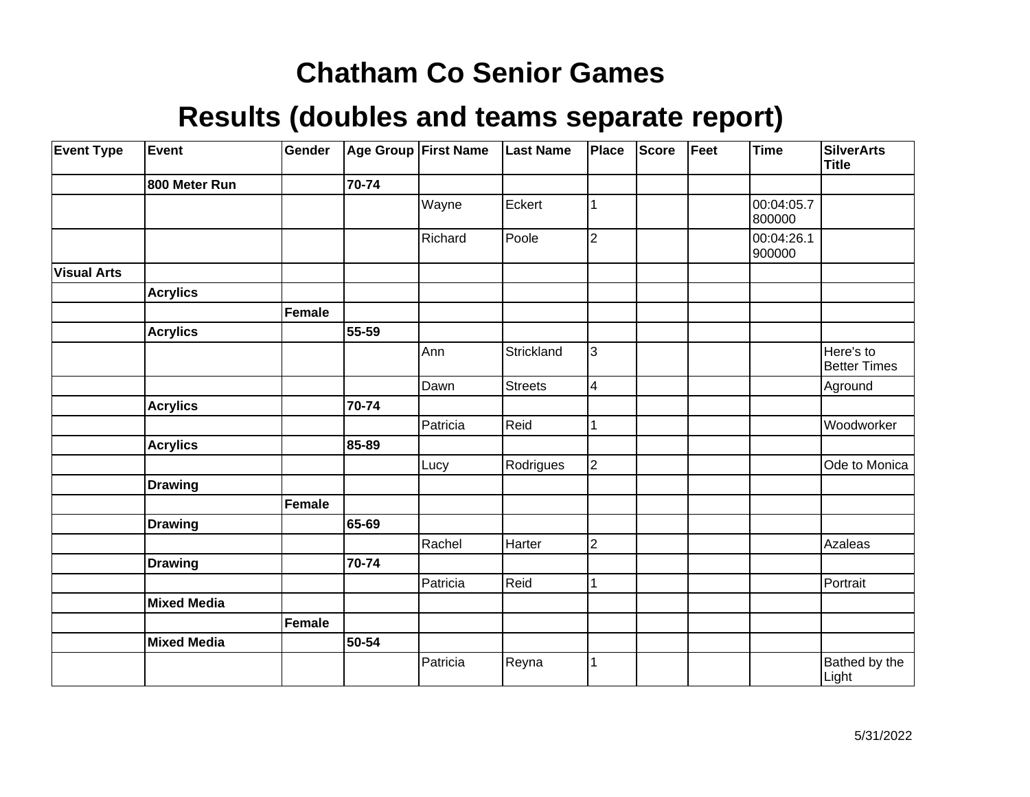# Chatham Co Senior Games

## Results (doubles and teams separate report)

| Event Type | Event | Gender | Age Group | First Name | Last Name | Place | Score | Feet | Time | SilverArts Title |
|---|---|---|---|---|---|---|---|---|---|---|
| | **800 Meter Run** | | **70-74** | | | | | | | |
| | | | | Wayne | Eckert | 1 | | | 00:04:05.7800000 | |
| | | | | Richard | Poole | 2 | | | 00:04:26.1900000 | |
| **Visual Arts** | | | | | | | | | | |
| | **Acrylics** | | | | | | | | | |
| | | **Female** | | | | | | | | |
| | **Acrylics** | | **55-59** | | | | | | | |
| | | | | Ann | Strickland | 3 | | | | Here's to Better Times |
| | | | | Dawn | Streets | 4 | | | | Aground |
| | **Acrylics** | | **70-74** | | | | | | | |
| | | | | Patricia | Reid | 1 | | | | Woodworker |
| | **Acrylics** | | **85-89** | | | | | | | |
| | | | | Lucy | Rodrigues | 2 | | | | Ode to Monica |
| | **Drawing** | | | | | | | | | |
| | | **Female** | | | | | | | | |
| | **Drawing** | | **65-69** | | | | | | | |
| | | | | Rachel | Harter | 2 | | | | Azaleas |
| | **Drawing** | | **70-74** | | | | | | | |
| | | | | Patricia | Reid | 1 | | | | Portrait |
| | **Mixed Media** | | | | | | | | | |
| | | **Female** | | | | | | | | |
| | **Mixed Media** | | **50-54** | | | | | | | |
| | | | | Patricia | Reyna | 1 | | | | Bathed by the Light |

5/31/2022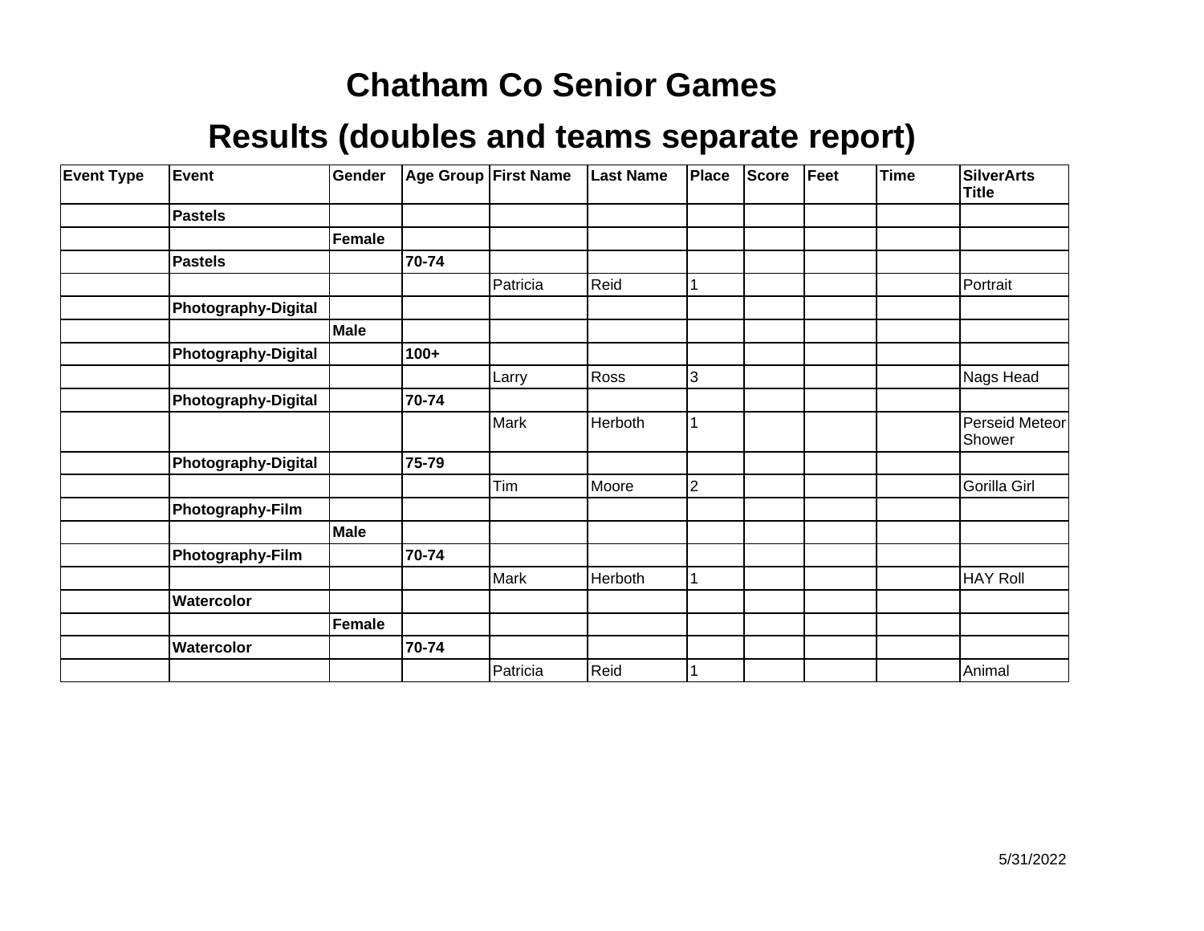# Chatham Co Senior Games

## Results (doubles and teams separate report)

| Event Type | Event | Gender | Age Group | First Name | Last Name | Place | Score | Feet | Time | SilverArts Title |
|---|---|---|---|---|---|---|---|---|---|---|
| | **Pastels** | | | | | | | | | |
| | | **Female** | | | | | | | | |
| | **Pastels** | | **70-74** | | | | | | | |
| | | | | Patricia | Reid | 1 | | | | Portrait |
| | **Photography-Digital** | | | | | | | | | |
| | | **Male** | | | | | | | | |
| | **Photography-Digital** | | **100+** | | | | | | | |
| | | | | Larry | Ross | 3 | | | | Nags Head |
| | **Photography-Digital** | | **70-74** | | | | | | | |
| | | | | Mark | Herboth | 1 | | | | Perseid Meteor Shower |
| | **Photography-Digital** | | **75-79** | | | | | | | |
| | | | | Tim | Moore | 2 | | | | Gorilla Girl |
| | **Photography-Film** | | | | | | | | | |
| | | **Male** | | | | | | | | |
| | **Photography-Film** | | **70-74** | | | | | | | |
| | | | | Mark | Herboth | 1 | | | | HAY Roll |
| | **Watercolor** | | | | | | | | | |
| | | **Female** | | | | | | | | |
| | **Watercolor** | | **70-74** | | | | | | | |
| | | | | Patricia | Reid | 1 | | | | Animal |

5/31/2022